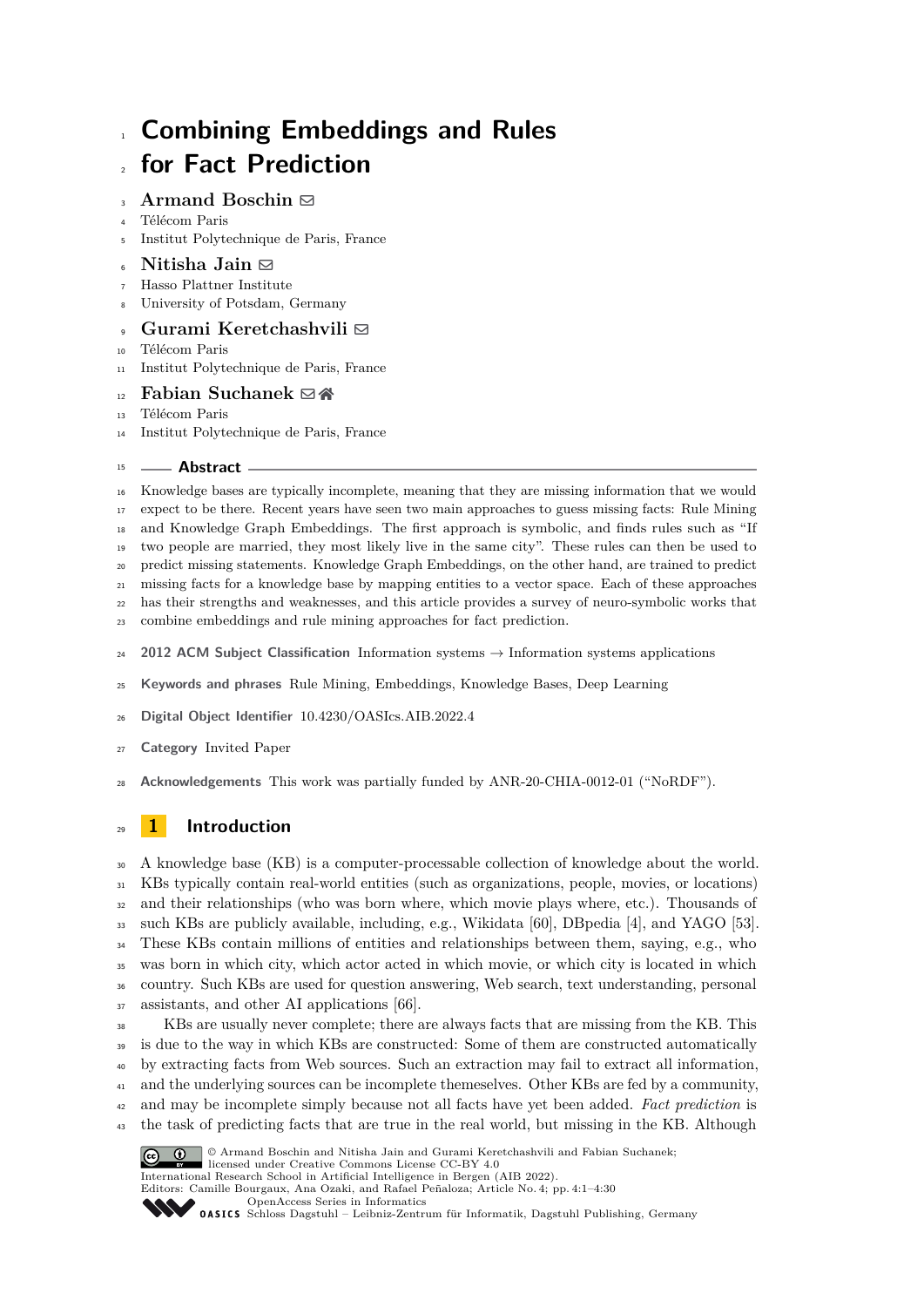# Combining Embeddings and Rules for Fact Prediction

**Armand Boschin**
Télécom Paris
Institut Polytechnique de Paris, France

**Nitisha Jain**
Hasso Plattner Institute
University of Potsdam, Germany

**Gurami Keretchashvili**
Télécom Paris
Institut Polytechnique de Paris, France

**Fabian Suchanek**
Télécom Paris
Institut Polytechnique de Paris, France

## Abstract

Knowledge bases are typically incomplete, meaning that they are missing information that we would expect to be there. Recent years have seen two main approaches to guess missing facts: Rule Mining and Knowledge Graph Embeddings. The first approach is symbolic, and finds rules such as "If two people are married, they most likely live in the same city". These rules can then be used to predict missing statements. Knowledge Graph Embeddings, on the other hand, are trained to predict missing facts for a knowledge base by mapping entities to a vector space. Each of these approaches has their strengths and weaknesses, and this article provides a survey of neuro-symbolic works that combine embeddings and rule mining approaches for fact prediction.

**2012 ACM Subject Classification** Information systems → Information systems applications

**Keywords and phrases** Rule Mining, Embeddings, Knowledge Bases, Deep Learning

**Digital Object Identifier** 10.4230/OASIcs.AIB.2022.4

**Category** Invited Paper

**Acknowledgements** This work was partially funded by ANR-20-CHIA-0012-01 ("NoRDF").

## 1 Introduction

A knowledge base (KB) is a computer-processable collection of knowledge about the world. KBs typically contain real-world entities (such as organizations, people, movies, or locations) and their relationships (who was born where, which movie plays where, etc.). Thousands of such KBs are publicly available, including, e.g., Wikidata [60], DBpedia [4], and YAGO [53]. These KBs contain millions of entities and relationships between them, saying, e.g., who was born in which city, which actor acted in which movie, or which city is located in which country. Such KBs are used for question answering, Web search, text understanding, personal assistants, and other AI applications [66].

KBs are usually never complete; there are always facts that are missing from the KB. This is due to the way in which KBs are constructed: Some of them are constructed automatically by extracting facts from Web sources. Such an extraction may fail to extract all information, and the underlying sources can be incomplete themeselves. Other KBs are fed by a community, and may be incomplete simply because not all facts have yet been added. *Fact prediction* is the task of predicting facts that are true in the real world, but missing in the KB. Although

© Armand Boschin and Nitisha Jain and Gurami Keretchashvili and Fabian Suchanek;
licensed under Creative Commons License CC-BY 4.0
International Research School in Artificial Intelligence in Bergen (AIB 2022).
Editors: Camille Bourgaux, Ana Ozaki, and Rafael Peñaloza; Article No. 4; pp. 4:1–4:30
OpenAccess Series in Informatics
Schloss Dagstuhl – Leibniz-Zentrum für Informatik, Dagstuhl Publishing, Germany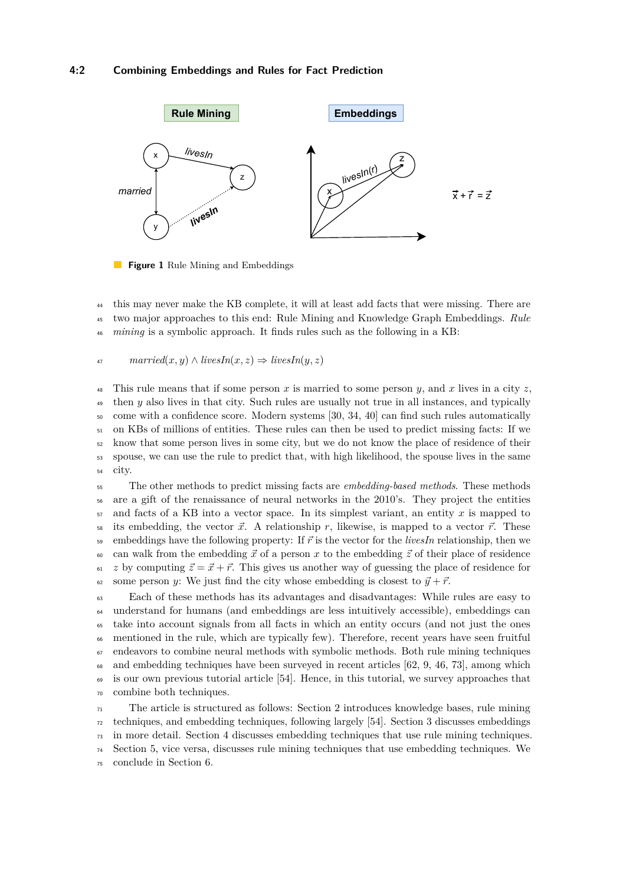**Figure 1** Rule Mining and Embeddings

this may never make the KB complete, it will at least add facts that were missing. There are two major approaches to this end: Rule Mining and Knowledge Graph Embeddings. *Rule mining* is a symbolic approach. It finds rules such as the following in a KB:

$$married(x, y) \wedge livesIn(x, z) \Rightarrow livesIn(y, z)$$

This rule means that if some person $x$ is married to some person $y$, and $x$ lives in a city $z$, then $y$ also lives in that city. Such rules are usually not true in all instances, and typically come with a confidence score. Modern systems [30, 34, 40] can find such rules automatically on KBs of millions of entities. These rules can then be used to predict missing facts: If we know that some person lives in some city, but we do not know the place of residence of their spouse, we can use the rule to predict that, with high likelihood, the spouse lives in the same city.

The other methods to predict missing facts are *embedding-based methods*. These methods are a gift of the renaissance of neural networks in the 2010's. They project the entities and facts of a KB into a vector space. In its simplest variant, an entity $x$ is mapped to its embedding, the vector $\vec{x}$. A relationship $r$, likewise, is mapped to a vector $\vec{r}$. These embeddings have the following property: If $\vec{r}$ is the vector for the *livesIn* relationship, then we can walk from the embedding $\vec{x}$ of a person $x$ to the embedding $\vec{z}$ of their place of residence $z$ by computing $\vec{z} = \vec{x} + \vec{r}$. This gives us another way of guessing the place of residence for some person $y$: We just find the city whose embedding is closest to $\vec{y} + \vec{r}$.

Each of these methods has its advantages and disadvantages: While rules are easy to understand for humans (and embeddings are less intuitively accessible), embeddings can take into account signals from all facts in which an entity occurs (and not just the ones mentioned in the rule, which are typically few). Therefore, recent years have seen fruitful endeavors to combine neural methods with symbolic methods. Both rule mining techniques and embedding techniques have been surveyed in recent articles [62, 9, 46, 73], among which is our own previous tutorial article [54]. Hence, in this tutorial, we survey approaches that combine both techniques.

The article is structured as follows: Section 2 introduces knowledge bases, rule mining techniques, and embedding techniques, following largely [54]. Section 3 discusses embeddings in more detail. Section 4 discusses embedding techniques that use rule mining techniques. Section 5, vice versa, discusses rule mining techniques that use embedding techniques. We conclude in Section 6.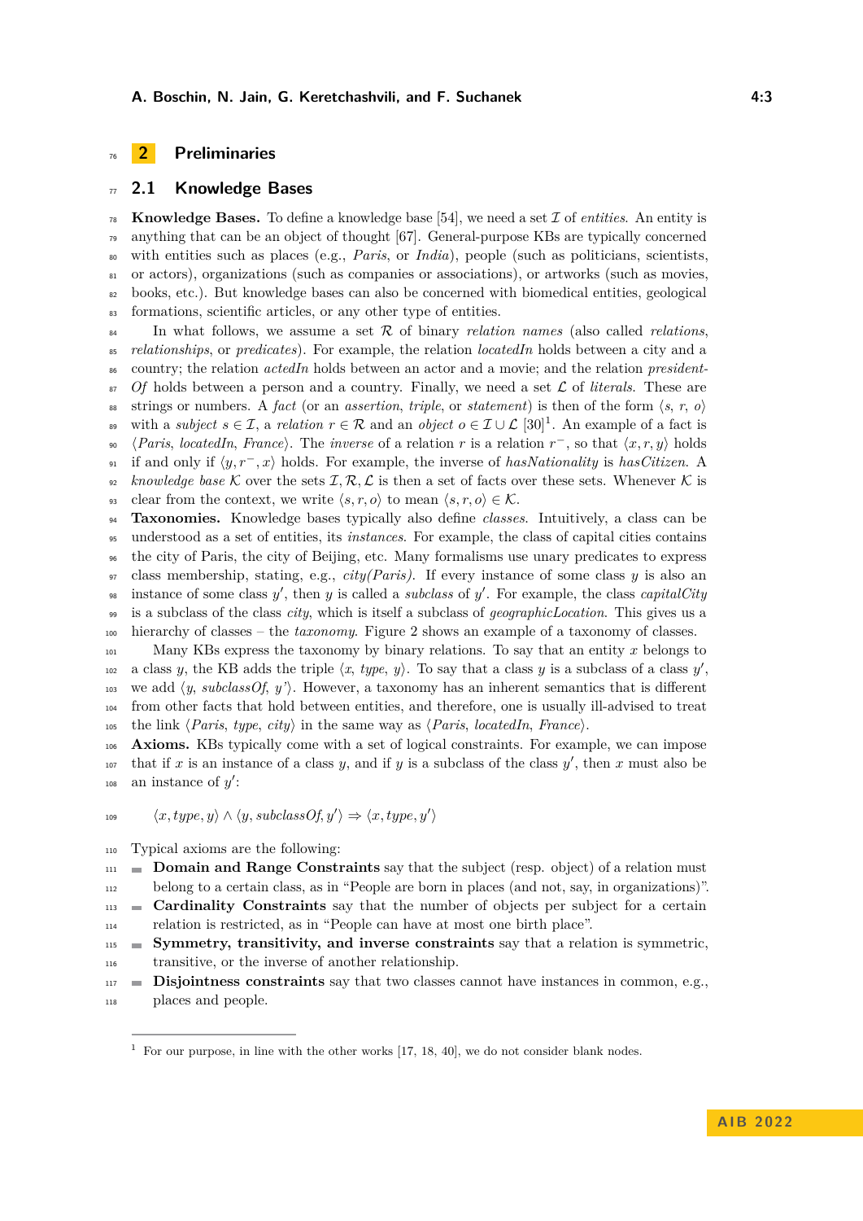## 2 Preliminaries

### 2.1 Knowledge Bases

**Knowledge Bases.** To define a knowledge base [54], we need a set $\mathcal{I}$ of *entities*. An entity is anything that can be an object of thought [67]. General-purpose KBs are typically concerned with entities such as places (e.g., *Paris*, or *India*), people (such as politicians, scientists, or actors), organizations (such as companies or associations), or artworks (such as movies, books, etc.). But knowledge bases can also be concerned with biomedical entities, geological formations, scientific articles, or any other type of entities.

In what follows, we assume a set $\mathcal{R}$ of binary *relation names* (also called *relations*, *relationships*, or *predicates*). For example, the relation *locatedIn* holds between a city and a country; the relation *actedIn* holds between an actor and a movie; and the relation *presidentOf* holds between a person and a country. Finally, we need a set $\mathcal{L}$ of *literals*. These are strings or numbers. A *fact* (or an *assertion*, *triple*, or *statement*) is then of the form $\langle s, r, o\rangle$ with a *subject* $s \in \mathcal{I}$, a *relation* $r \in \mathcal{R}$ and an *object* $o \in \mathcal{I} \cup \mathcal{L}$ [30][1]. An example of a fact is $\langle$*Paris*, *locatedIn*, *France*$\rangle$. The *inverse* of a relation $r$ is a relation $r^-$, so that $\langle x, r, y\rangle$ holds if and only if $\langle y, r^-, x\rangle$ holds. For example, the inverse of *hasNationality* is *hasCitizen*. A *knowledge base* $\mathcal{K}$ over the sets $\mathcal{I}, \mathcal{R}, \mathcal{L}$ is then a set of facts over these sets. Whenever $\mathcal{K}$ is clear from the context, we write $\langle s, r, o\rangle$ to mean $\langle s, r, o\rangle \in \mathcal{K}$.

**Taxonomies.** Knowledge bases typically also define *classes*. Intuitively, a class can be understood as a set of entities, its *instances*. For example, the class of capital cities contains the city of Paris, the city of Beijing, etc. Many formalisms use unary predicates to express class membership, stating, e.g., *city(Paris)*. If every instance of some class $y$ is also an instance of some class $y'$, then $y$ is called a *subclass* of $y'$. For example, the class *capitalCity* is a subclass of the class *city*, which is itself a subclass of *geographicLocation*. This gives us a hierarchy of classes – the *taxonomy*. Figure 2 shows an example of a taxonomy of classes.

Many KBs express the taxonomy by binary relations. To say that an entity $x$ belongs to a class $y$, the KB adds the triple $\langle$*x*, *type*, *y*$\rangle$. To say that a class $y$ is a subclass of a class $y'$, we add $\langle$*y*, *subclassOf*, *y'*$\rangle$. However, a taxonomy has an inherent semantics that is different from other facts that hold between entities, and therefore, one is usually ill-advised to treat the link $\langle$*Paris*, *type*, *city*$\rangle$ in the same way as $\langle$*Paris*, *locatedIn*, *France*$\rangle$.

**Axioms.** KBs typically come with a set of logical constraints. For example, we can impose that if $x$ is an instance of a class $y$, and if $y$ is a subclass of the class $y'$, then $x$ must also be an instance of $y'$:

$$\langle x, type, y\rangle \wedge \langle y, subclassOf, y'\rangle \Rightarrow \langle x, type, y'\rangle$$

Typical axioms are the following:

- **Domain and Range Constraints** say that the subject (resp. object) of a relation must belong to a certain class, as in "People are born in places (and not, say, in organizations)".
- **Cardinality Constraints** say that the number of objects per subject for a certain relation is restricted, as in "People can have at most one birth place".
- **Symmetry, transitivity, and inverse constraints** say that a relation is symmetric, transitive, or the inverse of another relationship.
- **Disjointness constraints** say that two classes cannot have instances in common, e.g., places and people.

[1] For our purpose, in line with the other works [17, 18, 40], we do not consider blank nodes.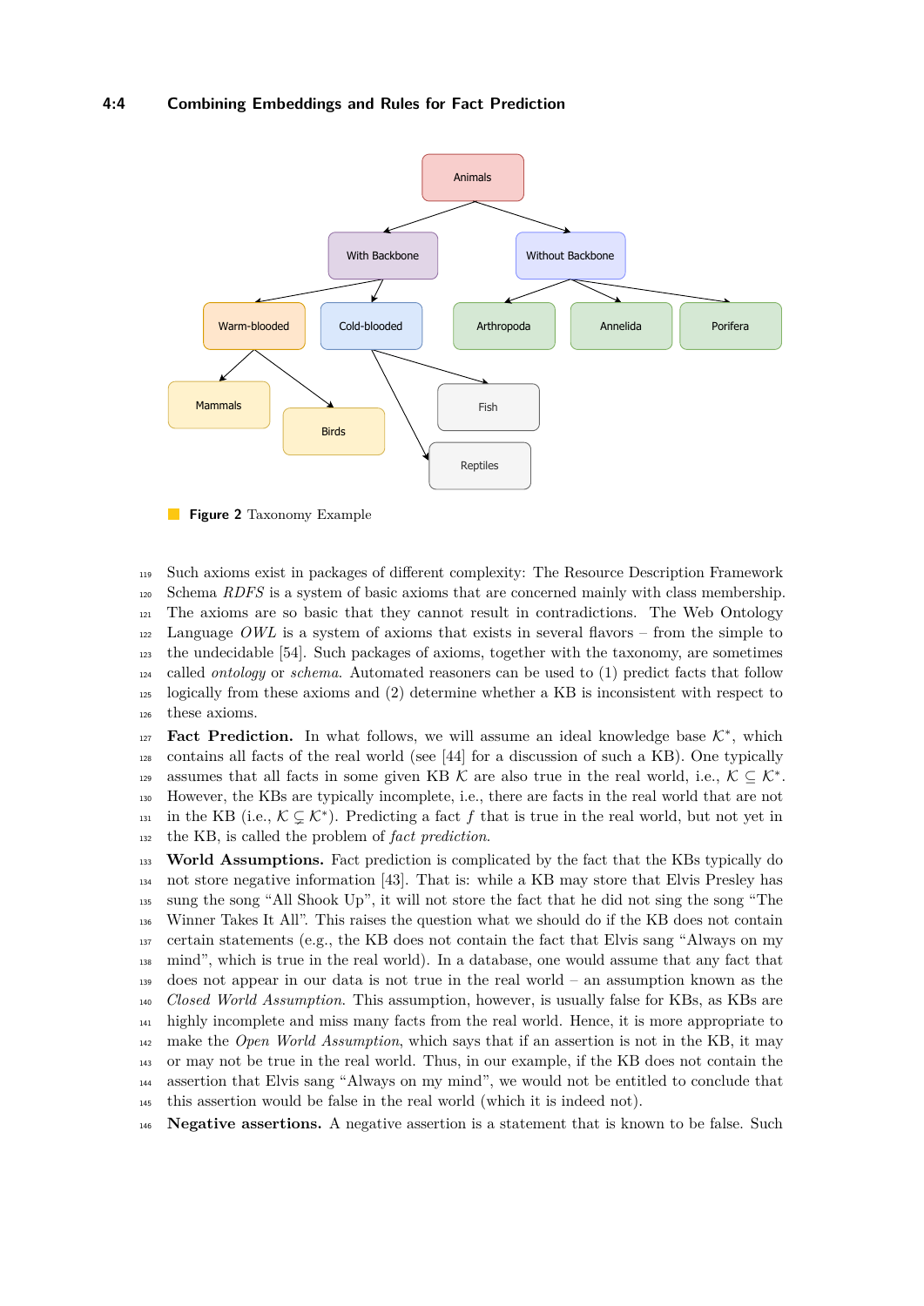**Figure 2** Taxonomy Example

Such axioms exist in packages of different complexity: The Resource Description Framework Schema *RDFS* is a system of basic axioms that are concerned mainly with class membership. The axioms are so basic that they cannot result in contradictions. The Web Ontology Language *OWL* is a system of axioms that exists in several flavors – from the simple to the undecidable [54]. Such packages of axioms, together with the taxonomy, are sometimes called *ontology* or *schema*. Automated reasoners can be used to (1) predict facts that follow logically from these axioms and (2) determine whether a KB is inconsistent with respect to these axioms.

**Fact Prediction.** In what follows, we will assume an ideal knowledge base $\mathcal{K}^*$, which contains all facts of the real world (see [44] for a discussion of such a KB). One typically assumes that all facts in some given KB $\mathcal{K}$ are also true in the real world, i.e., $\mathcal{K} \subseteq \mathcal{K}^*$. However, the KBs are typically incomplete, i.e., there are facts in the real world that are not in the KB (i.e., $\mathcal{K} \subsetneq \mathcal{K}^*$). Predicting a fact $f$ that is true in the real world, but not yet in the KB, is called the problem of *fact prediction*.

**World Assumptions.** Fact prediction is complicated by the fact that the KBs typically do not store negative information [43]. That is: while a KB may store that Elvis Presley has sung the song "All Shook Up", it will not store the fact that he did not sing the song "The Winner Takes It All". This raises the question what we should do if the KB does not contain certain statements (e.g., the KB does not contain the fact that Elvis sang "Always on my mind", which is true in the real world). In a database, one would assume that any fact that does not appear in our data is not true in the real world – an assumption known as the *Closed World Assumption*. This assumption, however, is usually false for KBs, as KBs are highly incomplete and miss many facts from the real world. Hence, it is more appropriate to make the *Open World Assumption*, which says that if an assertion is not in the KB, it may or may not be true in the real world. Thus, in our example, if the KB does not contain the assertion that Elvis sang "Always on my mind", we would not be entitled to conclude that this assertion would be false in the real world (which it is indeed not).

**Negative assertions.** A negative assertion is a statement that is known to be false. Such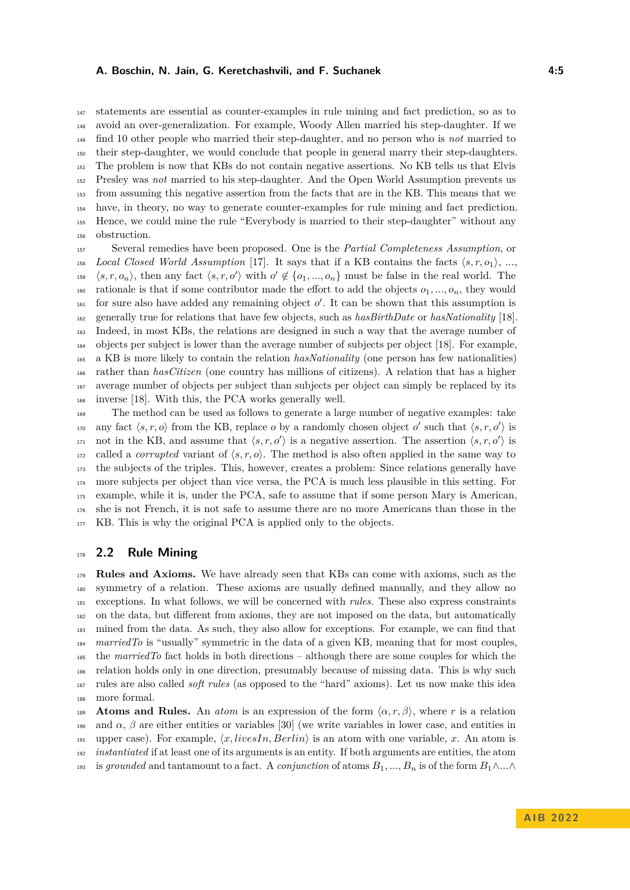statements are essential as counter-examples in rule mining and fact prediction, so as to avoid an over-generalization. For example, Woody Allen married his step-daughter. If we find 10 other people who married their step-daughter, and no person who is *not* married to their step-daughter, we would conclude that people in general marry their step-daughters. The problem is now that KBs do not contain negative assertions. No KB tells us that Elvis Presley was *not* married to his step-daughter. And the Open World Assumption prevents us from assuming this negative assertion from the facts that are in the KB. This means that we have, in theory, no way to generate counter-examples for rule mining and fact prediction. Hence, we could mine the rule "Everybody is married to their step-daughter" without any obstruction.

Several remedies have been proposed. One is the *Partial Completeness Assumption*, or *Local Closed World Assumption* [17]. It says that if a KB contains the facts $\langle s, r, o_1 \rangle$, ..., $\langle s, r, o_n \rangle$, then any fact $\langle s, r, o' \rangle$ with $o' \notin \{o_1, ..., o_n\}$ must be false in the real world. The rationale is that if some contributor made the effort to add the objects $o_1, ..., o_n$, they would for sure also have added any remaining object $o'$. It can be shown that this assumption is generally true for relations that have few objects, such as *hasBirthDate* or *hasNationality* [18]. Indeed, in most KBs, the relations are designed in such a way that the average number of objects per subject is lower than the average number of subjects per object [18]. For example, a KB is more likely to contain the relation *hasNationality* (one person has few nationalities) rather than *hasCitizen* (one country has millions of citizens). A relation that has a higher average number of objects per subject than subjects per object can simply be replaced by its inverse [18]. With this, the PCA works generally well.

The method can be used as follows to generate a large number of negative examples: take any fact $\langle s, r, o \rangle$ from the KB, replace $o$ by a randomly chosen object $o'$ such that $\langle s, r, o' \rangle$ is not in the KB, and assume that $\langle s, r, o' \rangle$ is a negative assertion. The assertion $\langle s, r, o' \rangle$ is called a *corrupted* variant of $\langle s, r, o \rangle$. The method is also often applied in the same way to the subjects of the triples. This, however, creates a problem: Since relations generally have more subjects per object than vice versa, the PCA is much less plausible in this setting. For example, while it is, under the PCA, safe to assume that if some person Mary is American, she is not French, it is not safe to assume there are no more Americans than those in the KB. This is why the original PCA is applied only to the objects.

## 2.2 Rule Mining

**Rules and Axioms.** We have already seen that KBs can come with axioms, such as the symmetry of a relation. These axioms are usually defined manually, and they allow no exceptions. In what follows, we will be concerned with *rules*. These also express constraints on the data, but different from axioms, they are not imposed on the data, but automatically mined from the data. As such, they also allow for exceptions. For example, we can find that *marriedTo* is "usually" symmetric in the data of a given KB, meaning that for most couples, the *marriedTo* fact holds in both directions – although there are some couples for which the relation holds only in one direction, presumably because of missing data. This is why such rules are also called *soft rules* (as opposed to the "hard" axioms). Let us now make this idea more formal.

**Atoms and Rules.** An *atom* is an expression of the form $\langle \alpha, r, \beta \rangle$, where $r$ is a relation and $\alpha$, $\beta$ are either entities or variables [30] (we write variables in lower case, and entities in upper case). For example, $\langle x, livesIn, Berlin \rangle$ is an atom with one variable, $x$. An atom is *instantiated* if at least one of its arguments is an entity. If both arguments are entities, the atom is *grounded* and tantamount to a fact. A *conjunction* of atoms $B_1, ..., B_n$ is of the form $B_1 \wedge ... \wedge$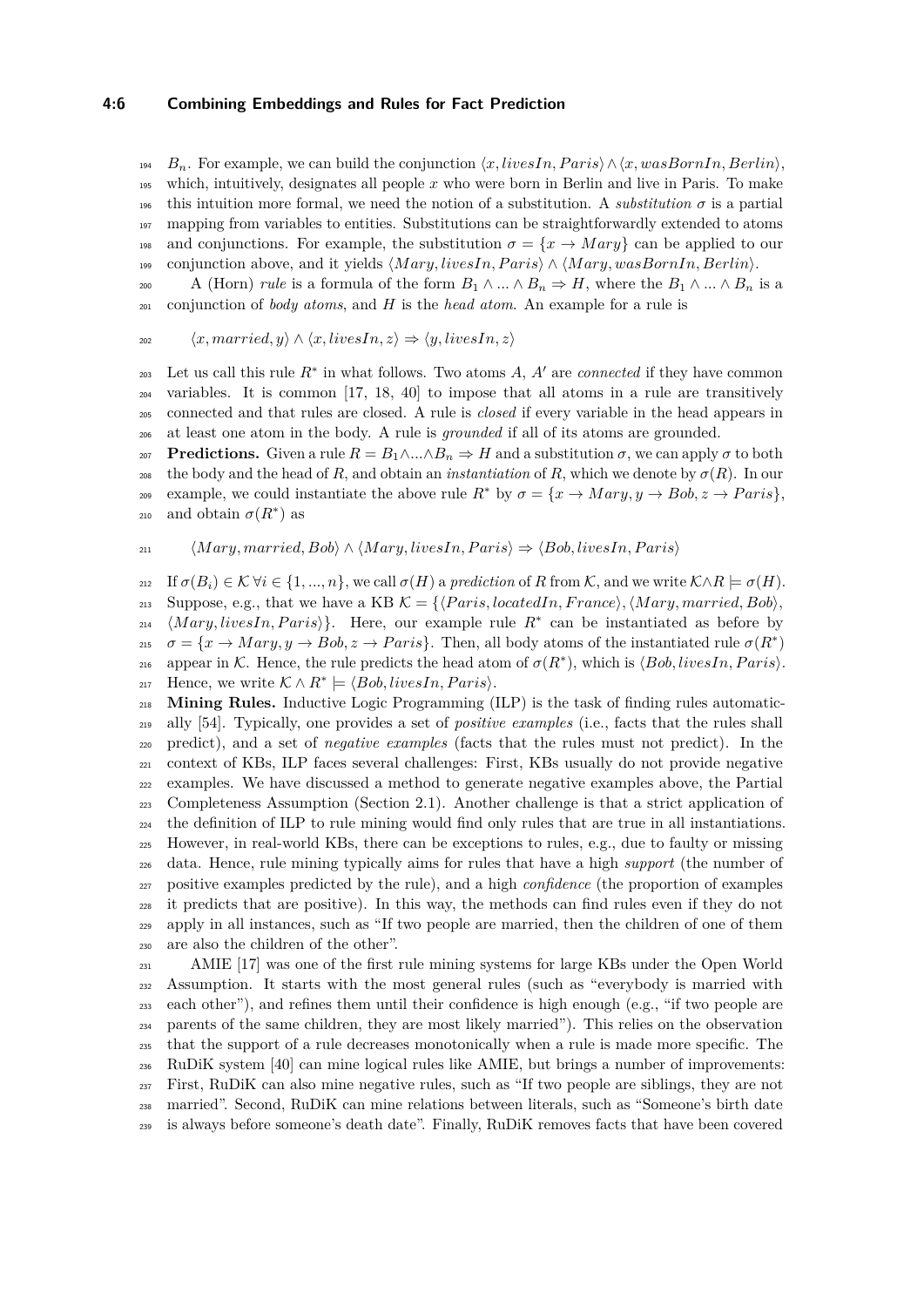$B_n$. For example, we can build the conjunction $\langle x, livesIn, Paris\rangle \wedge \langle x, wasBornIn, Berlin\rangle$, which, intuitively, designates all people $x$ who were born in Berlin and live in Paris. To make this intuition more formal, we need the notion of a substitution. A *substitution* $\sigma$ is a partial mapping from variables to entities. Substitutions can be straightforwardly extended to atoms and conjunctions. For example, the substitution $\sigma = \{x \rightarrow Mary\}$ can be applied to our conjunction above, and it yields $\langle Mary, livesIn, Paris\rangle \wedge \langle Mary, wasBornIn, Berlin\rangle$.

A (Horn) *rule* is a formula of the form $B_1 \wedge ... \wedge B_n \Rightarrow H$, where the $B_1 \wedge ... \wedge B_n$ is a conjunction of *body atoms*, and $H$ is the *head atom*. An example for a rule is

$$\langle x, married, y\rangle \wedge \langle x, livesIn, z\rangle \Rightarrow \langle y, livesIn, z\rangle$$

Let us call this rule $R^*$ in what follows. Two atoms $A$, $A'$ are *connected* if they have common variables. It is common [17, 18, 40] to impose that all atoms in a rule are transitively connected and that rules are closed. A rule is *closed* if every variable in the head appears in at least one atom in the body. A rule is *grounded* if all of its atoms are grounded.

**Predictions.** Given a rule $R = B_1 \wedge ... \wedge B_n \Rightarrow H$ and a substitution $\sigma$, we can apply $\sigma$ to both the body and the head of $R$, and obtain an *instantiation* of $R$, which we denote by $\sigma(R)$. In our example, we could instantiate the above rule $R^*$ by $\sigma = \{x \rightarrow Mary, y \rightarrow Bob, z \rightarrow Paris\}$, and obtain $\sigma(R^*)$ as

$$\langle Mary, married, Bob\rangle \wedge \langle Mary, livesIn, Paris\rangle \Rightarrow \langle Bob, livesIn, Paris\rangle$$

If $\sigma(B_i) \in \mathcal{K}\ \forall i \in \{1, ..., n\}$, we call $\sigma(H)$ a *prediction* of $R$ from $\mathcal{K}$, and we write $\mathcal{K} \wedge R \models \sigma(H)$. Suppose, e.g., that we have a KB $\mathcal{K} = \{\langle Paris, locatedIn, France\rangle, \langle Mary, married, Bob\rangle, \langle Mary, livesIn, Paris\rangle\}$. Here, our example rule $R^*$ can be instantiated as before by $\sigma = \{x \rightarrow Mary, y \rightarrow Bob, z \rightarrow Paris\}$. Then, all body atoms of the instantiated rule $\sigma(R^*)$ appear in $\mathcal{K}$. Hence, the rule predicts the head atom of $\sigma(R^*)$, which is $\langle Bob, livesIn, Paris\rangle$. Hence, we write $\mathcal{K} \wedge R^* \models \langle Bob, livesIn, Paris\rangle$.

**Mining Rules.** Inductive Logic Programming (ILP) is the task of finding rules automatically [54]. Typically, one provides a set of *positive examples* (i.e., facts that the rules shall predict), and a set of *negative examples* (facts that the rules must not predict). In the context of KBs, ILP faces several challenges: First, KBs usually do not provide negative examples. We have discussed a method to generate negative examples above, the Partial Completeness Assumption (Section 2.1). Another challenge is that a strict application of the definition of ILP to rule mining would find only rules that are true in all instantiations. However, in real-world KBs, there can be exceptions to rules, e.g., due to faulty or missing data. Hence, rule mining typically aims for rules that have a high *support* (the number of positive examples predicted by the rule), and a high *confidence* (the proportion of examples it predicts that are positive). In this way, the methods can find rules even if they do not apply in all instances, such as "If two people are married, then the children of one of them are also the children of the other".

AMIE [17] was one of the first rule mining systems for large KBs under the Open World Assumption. It starts with the most general rules (such as "everybody is married with each other"), and refines them until their confidence is high enough (e.g., "if two people are parents of the same children, they are most likely married"). This relies on the observation that the support of a rule decreases monotonically when a rule is made more specific. The RuDiK system [40] can mine logical rules like AMIE, but brings a number of improvements: First, RuDiK can also mine negative rules, such as "If two people are siblings, they are not married". Second, RuDiK can mine relations between literals, such as "Someone's birth date is always before someone's death date". Finally, RuDiK removes facts that have been covered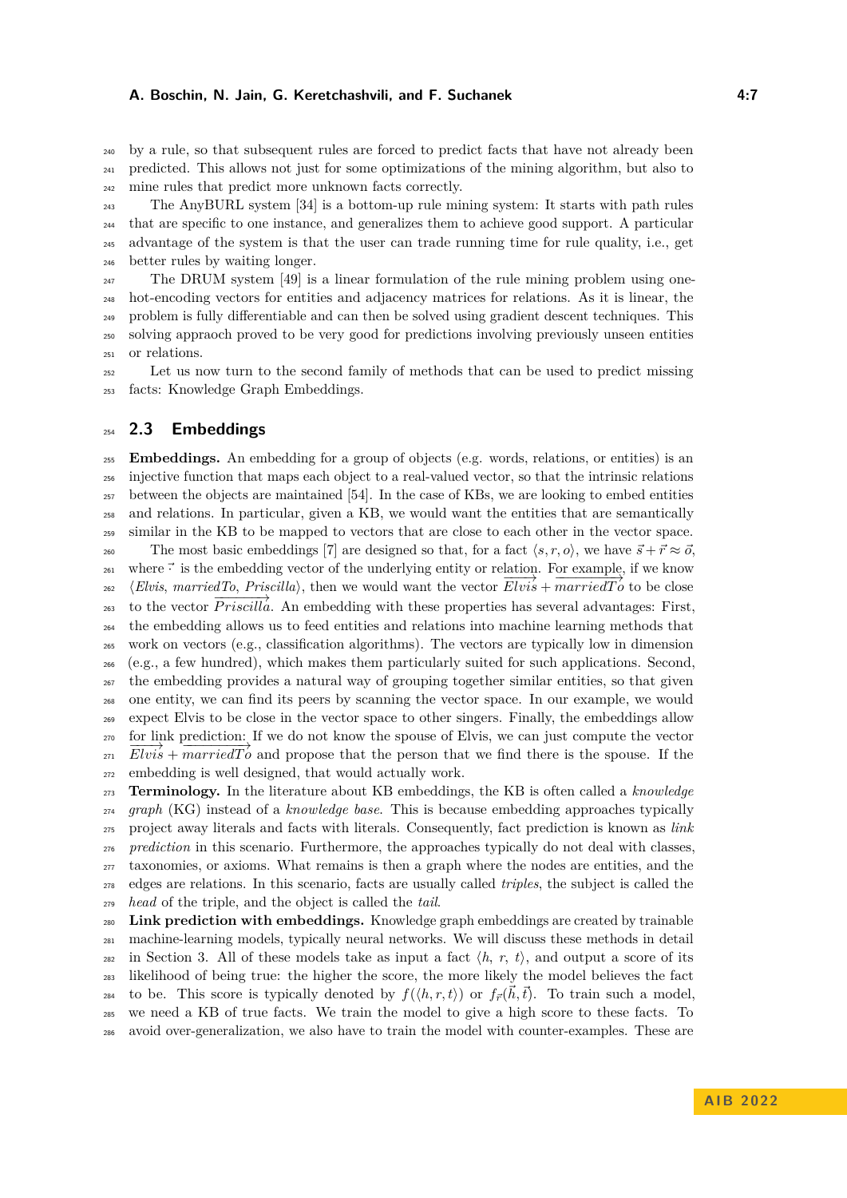by a rule, so that subsequent rules are forced to predict facts that have not already been predicted. This allows not just for some optimizations of the mining algorithm, but also to mine rules that predict more unknown facts correctly.

The AnyBURL system [34] is a bottom-up rule mining system: It starts with path rules that are specific to one instance, and generalizes them to achieve good support. A particular advantage of the system is that the user can trade running time for rule quality, i.e., get better rules by waiting longer.

The DRUM system [49] is a linear formulation of the rule mining problem using one-hot-encoding vectors for entities and adjacency matrices for relations. As it is linear, the problem is fully differentiable and can then be solved using gradient descent techniques. This solving appraoch proved to be very good for predictions involving previously unseen entities or relations.

Let us now turn to the second family of methods that can be used to predict missing facts: Knowledge Graph Embeddings.

## 2.3 Embeddings

**Embeddings.** An embedding for a group of objects (e.g. words, relations, or entities) is an injective function that maps each object to a real-valued vector, so that the intrinsic relations between the objects are maintained [54]. In the case of KBs, we are looking to embed entities and relations. In particular, given a KB, we would want the entities that are semantically similar in the KB to be mapped to vectors that are close to each other in the vector space.

The most basic embeddings [7] are designed so that, for a fact $\langle s, r, o\rangle$, we have $\vec{s} + \vec{r} \approx \vec{o}$, where $\vec{\cdot}$ is the embedding vector of the underlying entity or relation. For example, if we know $\langle$*Elvis*, *marriedTo*, *Priscilla*$\rangle$, then we would want the vector $\overrightarrow{Elvis} + \overrightarrow{marriedTo}$ to be close to the vector $\overrightarrow{Priscilla}$. An embedding with these properties has several advantages: First, the embedding allows us to feed entities and relations into machine learning methods that work on vectors (e.g., classification algorithms). The vectors are typically low in dimension (e.g., a few hundred), which makes them particularly suited for such applications. Second, the embedding provides a natural way of grouping together similar entities, so that given one entity, we can find its peers by scanning the vector space. In our example, we would expect Elvis to be close in the vector space to other singers. Finally, the embeddings allow for link prediction: If we do not know the spouse of Elvis, we can just compute the vector $\overrightarrow{Elvis} + \overrightarrow{marriedTo}$ and propose that the person that we find there is the spouse. If the embedding is well designed, that would actually work.

**Terminology.** In the literature about KB embeddings, the KB is often called a *knowledge graph* (KG) instead of a *knowledge base*. This is because embedding approaches typically project away literals and facts with literals. Consequently, fact prediction is known as *link prediction* in this scenario. Furthermore, the approaches typically do not deal with classes, taxonomies, or axioms. What remains is then a graph where the nodes are entities, and the edges are relations. In this scenario, facts are usually called *triples*, the subject is called the *head* of the triple, and the object is called the *tail*.

**Link prediction with embeddings.** Knowledge graph embeddings are created by trainable machine-learning models, typically neural networks. We will discuss these methods in detail in Section 3. All of these models take as input a fact $\langle h,\ r,\ t\rangle$, and output a score of its likelihood of being true: the higher the score, the more likely the model believes the fact to be. This score is typically denoted by $f(\langle h, r, t\rangle)$ or $f_{\vec{r}}(\vec{h}, \vec{t})$. To train such a model, we need a KB of true facts. We train the model to give a high score to these facts. To avoid over-generalization, we also have to train the model with counter-examples. These are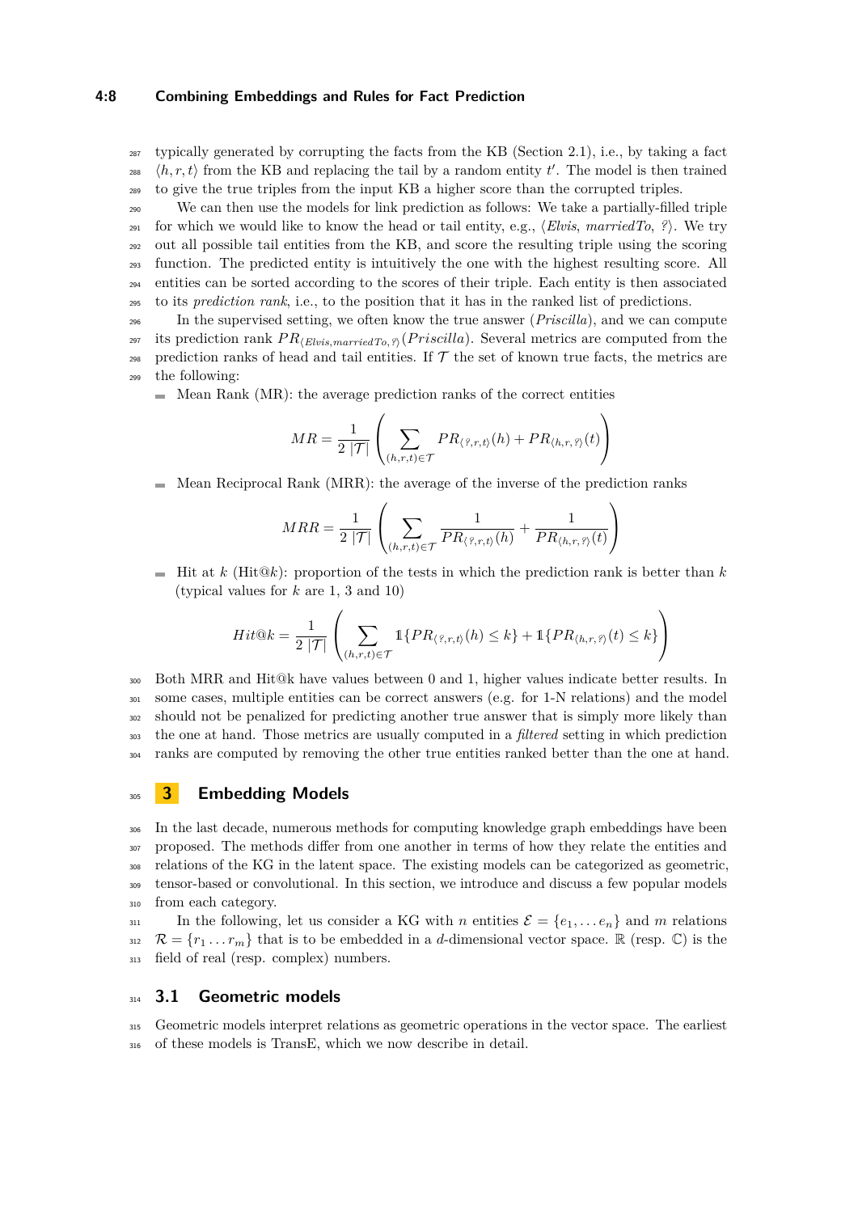typically generated by corrupting the facts from the KB (Section 2.1), i.e., by taking a fact $\langle h, r, t \rangle$ from the KB and replacing the tail by a random entity $t'$. The model is then trained to give the true triples from the input KB a higher score than the corrupted triples.

We can then use the models for link prediction as follows: We take a partially-filled triple for which we would like to know the head or tail entity, e.g., ⟨*Elvis*, *marriedTo*, *?*⟩. We try out all possible tail entities from the KB, and score the resulting triple using the scoring function. The predicted entity is intuitively the one with the highest resulting score. All entities can be sorted according to the scores of their triple. Each entity is then associated to its *prediction rank*, i.e., to the position that it has in the ranked list of predictions.

In the supervised setting, we often know the true answer (*Priscilla*), and we can compute its prediction rank $PR_{\langle Elvis, marriedTo, ? \rangle}(Priscilla)$. Several metrics are computed from the prediction ranks of head and tail entities. If $\mathcal{T}$ the set of known true facts, the metrics are the following:

- Mean Rank (MR): the average prediction ranks of the correct entities

$$MR = \frac{1}{2\,|\mathcal{T}|} \left( \sum_{(h,r,t) \in \mathcal{T}} PR_{\langle ?, r, t \rangle}(h) + PR_{\langle h, r, ? \rangle}(t) \right)$$

- Mean Reciprocal Rank (MRR): the average of the inverse of the prediction ranks

$$MRR = \frac{1}{2\,|\mathcal{T}|} \left( \sum_{(h,r,t) \in \mathcal{T}} \frac{1}{PR_{\langle ?, r, t \rangle}(h)} + \frac{1}{PR_{\langle h, r, ? \rangle}(t)} \right)$$

- Hit at $k$ (Hit@$k$): proportion of the tests in which the prediction rank is better than $k$ (typical values for $k$ are 1, 3 and 10)

$$Hit@k = \frac{1}{2\,|\mathcal{T}|} \left( \sum_{(h,r,t) \in \mathcal{T}} \mathbb{1}\{PR_{\langle ?, r, t \rangle}(h) \leq k\} + \mathbb{1}\{PR_{\langle h, r, ? \rangle}(t) \leq k\} \right)$$

Both MRR and Hit@k have values between 0 and 1, higher values indicate better results. In some cases, multiple entities can be correct answers (e.g. for 1-N relations) and the model should not be penalized for predicting another true answer that is simply more likely than the one at hand. Those metrics are usually computed in a *filtered* setting in which prediction ranks are computed by removing the other true entities ranked better than the one at hand.

# 3 Embedding Models

In the last decade, numerous methods for computing knowledge graph embeddings have been proposed. The methods differ from one another in terms of how they relate the entities and relations of the KG in the latent space. The existing models can be categorized as geometric, tensor-based or convolutional. In this section, we introduce and discuss a few popular models from each category.

In the following, let us consider a KG with $n$ entities $\mathcal{E} = \{e_1, \dots e_n\}$ and $m$ relations $\mathcal{R} = \{r_1 \dots r_m\}$ that is to be embedded in a $d$-dimensional vector space. $\mathbb{R}$ (resp. $\mathbb{C}$) is the field of real (resp. complex) numbers.

## 3.1 Geometric models

Geometric models interpret relations as geometric operations in the vector space. The earliest of these models is TransE, which we now describe in detail.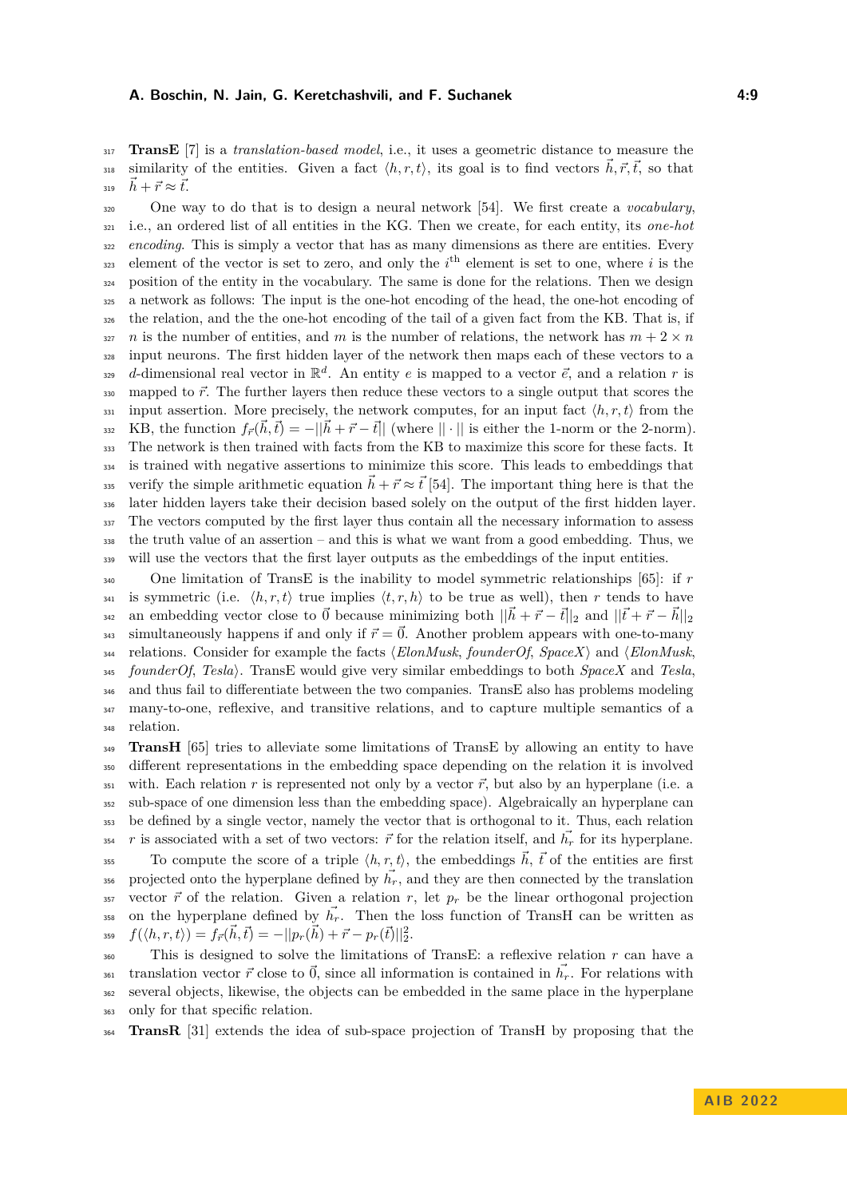**TransE** [7] is a *translation-based model*, i.e., it uses a geometric distance to measure the similarity of the entities. Given a fact $\langle h, r, t\rangle$, its goal is to find vectors $\vec{h}, \vec{r}, \vec{t}$, so that $\vec{h} + \vec{r} \approx \vec{t}$.

One way to do that is to design a neural network [54]. We first create a *vocabulary*, i.e., an ordered list of all entities in the KG. Then we create, for each entity, its *one-hot encoding*. This is simply a vector that has as many dimensions as there are entities. Every element of the vector is set to zero, and only the $i^{\text{th}}$ element is set to one, where $i$ is the position of the entity in the vocabulary. The same is done for the relations. Then we design a network as follows: The input is the one-hot encoding of the head, the one-hot encoding of the relation, and the one-hot encoding of the tail of a given fact from the KB. That is, if $n$ is the number of entities, and $m$ is the number of relations, the network has $m + 2 \times n$ input neurons. The first hidden layer of the network then maps each of these vectors to a $d$-dimensional real vector in $\mathbb{R}^d$. An entity $e$ is mapped to a vector $\vec{e}$, and a relation $r$ is mapped to $\vec{r}$. The further layers then reduce these vectors to a single output that scores the input assertion. More precisely, the network computes, for an input fact $\langle h, r, t\rangle$ from the KB, the function $f_{\vec{r}}(\vec{h}, \vec{t}) = -||\vec{h} + \vec{r} - \vec{t}||$ (where $||\cdot||$ is either the 1-norm or the 2-norm). The network is then trained with facts from the KB to maximize this score for these facts. It is trained with negative assertions to minimize this score. This leads to embeddings that verify the simple arithmetic equation $\vec{h} + \vec{r} \approx \vec{t}$ [54]. The important thing here is that the later hidden layers take their decision based solely on the output of the first hidden layer. The vectors computed by the first layer thus contain all the necessary information to assess the truth value of an assertion – and this is what we want from a good embedding. Thus, we will use the vectors that the first layer outputs as the embeddings of the input entities.

One limitation of TransE is the inability to model symmetric relationships [65]: if $r$ is symmetric (i.e. $\langle h, r, t\rangle$ true implies $\langle t, r, h\rangle$ to be true as well), then $r$ tends to have an embedding vector close to $\vec{0}$ because minimizing both $||\vec{h} + \vec{r} - \vec{t}||_2$ and $||\vec{t} + \vec{r} - \vec{h}||_2$ simultaneously happens if and only if $\vec{r} = \vec{0}$. Another problem appears with one-to-many relations. Consider for example the facts $\langle$*ElonMusk*, *founderOf*, *SpaceX*$\rangle$ and $\langle$*ElonMusk*, *founderOf*, *Tesla*$\rangle$. TransE would give very similar embeddings to both *SpaceX* and *Tesla*, and thus fail to differentiate between the two companies. TransE also has problems modeling many-to-one, reflexive, and transitive relations, and to capture multiple semantics of a relation.

**TransH** [65] tries to alleviate some limitations of TransE by allowing an entity to have different representations in the embedding space depending on the relation it is involved with. Each relation $r$ is represented not only by a vector $\vec{r}$, but also by an hyperplane (i.e. a sub-space of one dimension less than the embedding space). Algebraically an hyperplane can be defined by a single vector, namely the vector that is orthogonal to it. Thus, each relation $r$ is associated with a set of two vectors: $\vec{r}$ for the relation itself, and $\vec{h_r}$ for its hyperplane.

To compute the score of a triple $\langle h, r, t\rangle$, the embeddings $\vec{h}$, $\vec{t}$ of the entities are first projected onto the hyperplane defined by $\vec{h_r}$, and they are then connected by the translation vector $\vec{r}$ of the relation. Given a relation $r$, let $p_r$ be the linear orthogonal projection on the hyperplane defined by $\vec{h_r}$. Then the loss function of TransH can be written as $f(\langle h, r, t\rangle) = f_{\vec{r}}(\vec{h}, \vec{t}) = -||p_r(\vec{h}) + \vec{r} - p_r(\vec{t})||_2^2$.

This is designed to solve the limitations of TransE: a reflexive relation $r$ can have a translation vector $\vec{r}$ close to $\vec{0}$, since all information is contained in $\vec{h_r}$. For relations with several objects, likewise, the objects can be embedded in the same place in the hyperplane only for that specific relation.

**TransR** [31] extends the idea of sub-space projection of TransH by proposing that the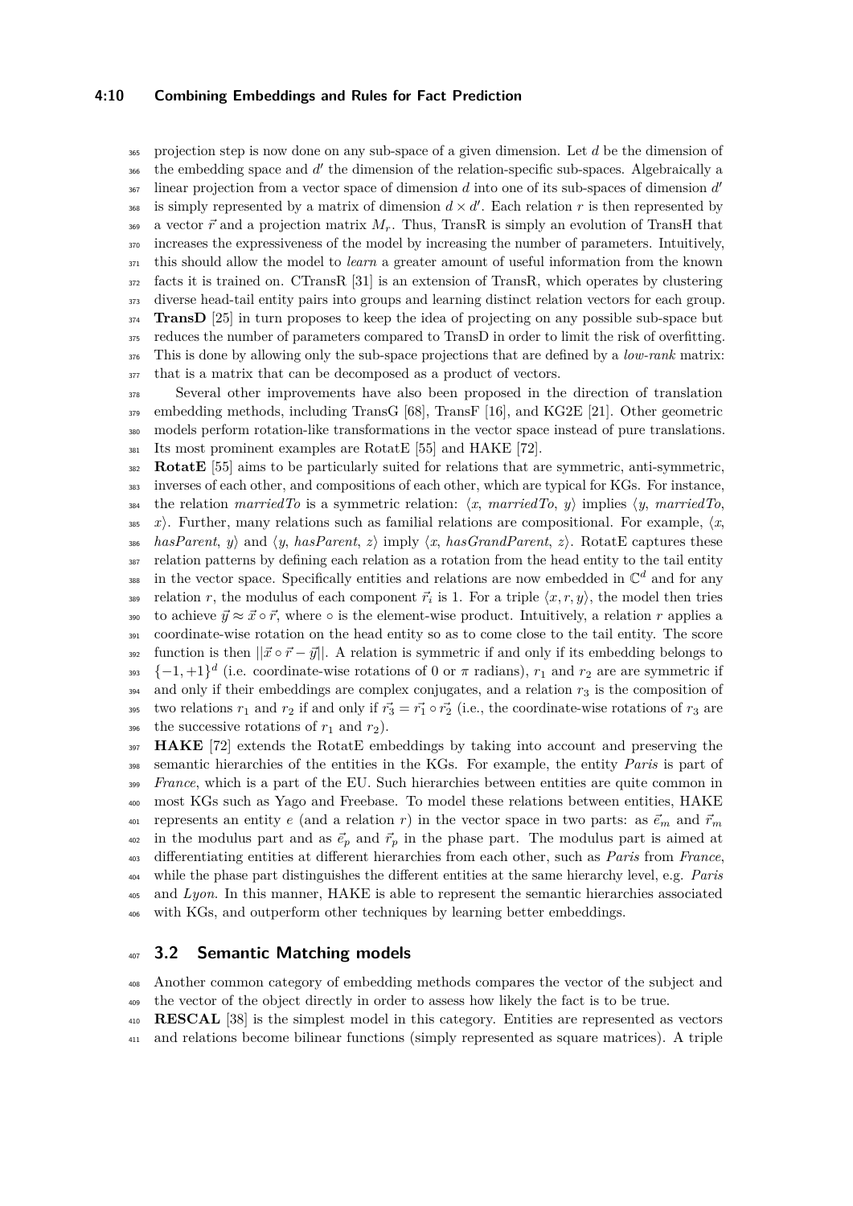projection step is now done on any sub-space of a given dimension. Let $d$ be the dimension of the embedding space and $d'$ the dimension of the relation-specific sub-spaces. Algebraically a linear projection from a vector space of dimension $d$ into one of its sub-spaces of dimension $d'$ is simply represented by a matrix of dimension $d \times d'$. Each relation $r$ is then represented by a vector $\vec{r}$ and a projection matrix $M_r$. Thus, TransR is simply an evolution of TransH that increases the expressiveness of the model by increasing the number of parameters. Intuitively, this should allow the model to *learn* a greater amount of useful information from the known facts it is trained on. CTransR [31] is an extension of TransR, which operates by clustering diverse head-tail entity pairs into groups and learning distinct relation vectors for each group. **TransD** [25] in turn proposes to keep the idea of projecting on any possible sub-space but reduces the number of parameters compared to TransD in order to limit the risk of overfitting. This is done by allowing only the sub-space projections that are defined by a *low-rank* matrix: that is a matrix that can be decomposed as a product of vectors.

Several other improvements have also been proposed in the direction of translation embedding methods, including TransG [68], TransF [16], and KG2E [21]. Other geometric models perform rotation-like transformations in the vector space instead of pure translations. Its most prominent examples are RotatE [55] and HAKE [72].

**RotatE** [55] aims to be particularly suited for relations that are symmetric, anti-symmetric, inverses of each other, and compositions of each other, which are typical for KGs. For instance, the relation *marriedTo* is a symmetric relation: $\langle x$, *marriedTo*, $y\rangle$ implies $\langle y$, *marriedTo*, $x\rangle$. Further, many relations such as familial relations are compositional. For example, $\langle x$, *hasParent*, $y\rangle$ and $\langle y$, *hasParent*, $z\rangle$ imply $\langle x$, *hasGrandParent*, $z\rangle$. RotatE captures these relation patterns by defining each relation as a rotation from the head entity to the tail entity in the vector space. Specifically entities and relations are now embedded in $\mathbb{C}^d$ and for any relation $r$, the modulus of each component $\vec{r}_i$ is 1. For a triple $\langle x, r, y\rangle$, the model then tries to achieve $\vec{y} \approx \vec{x} \circ \vec{r}$, where $\circ$ is the element-wise product. Intuitively, a relation $r$ applies a coordinate-wise rotation on the head entity so as to come close to the tail entity. The score function is then $||\vec{x} \circ \vec{r} - \vec{y}||$. A relation is symmetric if and only if its embedding belongs to $\{-1, +1\}^d$ (i.e. coordinate-wise rotations of 0 or $\pi$ radians), $r_1$ and $r_2$ are are symmetric if and only if their embeddings are complex conjugates, and a relation $r_3$ is the composition of two relations $r_1$ and $r_2$ if and only if $\vec{r_3} = \vec{r_1} \circ \vec{r_2}$ (i.e., the coordinate-wise rotations of $r_3$ are the successive rotations of $r_1$ and $r_2$).

**HAKE** [72] extends the RotatE embeddings by taking into account and preserving the semantic hierarchies of the entities in the KGs. For example, the entity *Paris* is part of *France*, which is a part of the EU. Such hierarchies between entities are quite common in most KGs such as Yago and Freebase. To model these relations between entities, HAKE represents an entity $e$ (and a relation $r$) in the vector space in two parts: as $\vec{e}_m$ and $\vec{r}_m$ in the modulus part and as $\vec{e}_p$ and $\vec{r}_p$ in the phase part. The modulus part is aimed at differentiating entities at different hierarchies from each other, such as *Paris* from *France*, while the phase part distinguishes the different entities at the same hierarchy level, e.g. *Paris* and *Lyon*. In this manner, HAKE is able to represent the semantic hierarchies associated with KGs, and outperform other techniques by learning better embeddings.

## 3.2 Semantic Matching models

Another common category of embedding methods compares the vector of the subject and the vector of the object directly in order to assess how likely the fact is to be true.

**RESCAL** [38] is the simplest model in this category. Entities are represented as vectors and relations become bilinear functions (simply represented as square matrices). A triple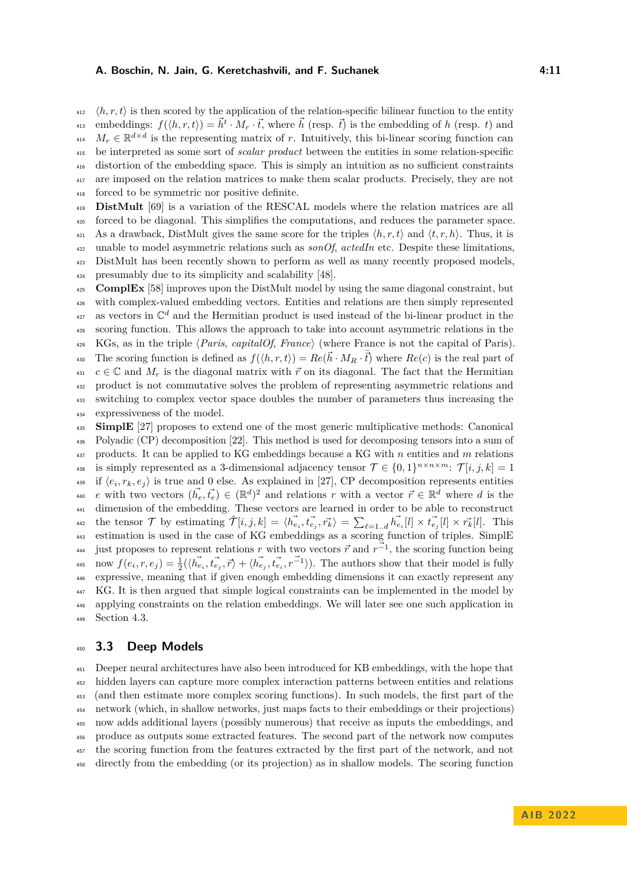$\langle h, r, t\rangle$ is then scored by the application of the relation-specific bilinear function to the entity embeddings: $f(\langle h, r, t\rangle) = \vec{h}^t \cdot M_r \cdot \vec{t}$, where $\vec{h}$ (resp. $\vec{t}$) is the embedding of $h$ (resp. $t$) and $M_r \in \mathbb{R}^{d\times d}$ is the representing matrix of $r$. Intuitively, this bi-linear scoring function can be interpreted as some sort of *scalar product* between the entities in some relation-specific distortion of the embedding space. This is simply an intuition as no sufficient constraints are imposed on the relation matrices to make them scalar products. Precisely, they are not forced to be symmetric nor positive definite.

**DistMult** [69] is a variation of the RESCAL models where the relation matrices are all forced to be diagonal. This simplifies the computations, and reduces the parameter space. As a drawback, DistMult gives the same score for the triples $\langle h, r, t\rangle$ and $\langle t, r, h\rangle$. Thus, it is unable to model asymmetric relations such as *sonOf*, *actedIn* etc. Despite these limitations, DistMult has been recently shown to perform as well as many recently proposed models, presumably due to its simplicity and scalability [48].

**ComplEx** [58] improves upon the DistMult model by using the same diagonal constraint, but with complex-valued embedding vectors. Entities and relations are then simply represented as vectors in $\mathbb{C}^d$ and the Hermitian product is used instead of the bi-linear product in the scoring function. This allows the approach to take into account asymmetric relations in the KGs, as in the triple $\langle$*Paris*, *capitalOf*, *France*$\rangle$ (where France is not the capital of Paris). The scoring function is defined as $f(\langle h, r, t\rangle) = Re(\vec{h} \cdot M_R \cdot \bar{\vec{t}})$ where $Re(c)$ is the real part of $c \in \mathbb{C}$ and $M_r$ is the diagonal matrix with $\vec{r}$ on its diagonal. The fact that the Hermitian product is not commutative solves the problem of representing asymmetric relations and switching to complex vector space doubles the number of parameters thus increasing the expressiveness of the model.

**SimplE** [27] proposes to extend one of the most generic multiplicative methods: Canonical Polyadic (CP) decomposition [22]. This method is used for decomposing tensors into a sum of products. It can be applied to KG embeddings because a KG with $n$ entities and $m$ relations is simply represented as a 3-dimensional adjacency tensor $\mathcal{T} \in \{0,1\}^{n\times n\times m}$: $\mathcal{T}[i,j,k] = 1$ if $\langle e_i, r_k, e_j\rangle$ is true and 0 else. As explained in [27], CP decomposition represents entities $e$ with two vectors $(\vec{h_e}, \vec{t_e}) \in (\mathbb{R}^d)^2$ and relations $r$ with a vector $\vec{r} \in \mathbb{R}^d$ where $d$ is the dimension of the embedding. These vectors are learned in order to be able to reconstruct the tensor $\mathcal{T}$ by estimating $\hat{\mathcal{T}}[i,j,k] = \langle \vec{h_{e_i}}, \vec{t_{e_j}}, \vec{r_k}\rangle = \sum_{\ell=1..d} \vec{h_{e_i}}[l] \times \vec{t_{e_j}}[l] \times \vec{r_k}[l]$. This estimation is used in the case of KG embeddings as a scoring function of triples. SimplE just proposes to represent relations $r$ with two vectors $\vec{r}$ and $\vec{r^{-1}}$, the scoring function being now $f(e_i, r, e_j) = \frac{1}{2}(\langle \vec{h_{e_i}}, \vec{t_{e_j}}, \vec{r}\rangle + \langle \vec{h_{e_j}}, \vec{t_{e_i}}, \vec{r^{-1}}\rangle)$. The authors show that their model is fully expressive, meaning that if given enough embedding dimensions it can exactly represent any KG. It is then argued that simple logical constraints can be implemented in the model by applying constraints on the relation embeddings. We will later see one such application in Section 4.3.

## 3.3 Deep Models

Deeper neural architectures have also been introduced for KB embeddings, with the hope that hidden layers can capture more complex interaction patterns between entities and relations (and then estimate more complex scoring functions). In such models, the first part of the network (which, in shallow networks, just maps facts to their embeddings or their projections) now adds additional layers (possibly numerous) that receive as inputs the embeddings, and produce as outputs some extracted features. The second part of the network now computes the scoring function from the features extracted by the first part of the network, and not directly from the embedding (or its projection) as in shallow models. The scoring function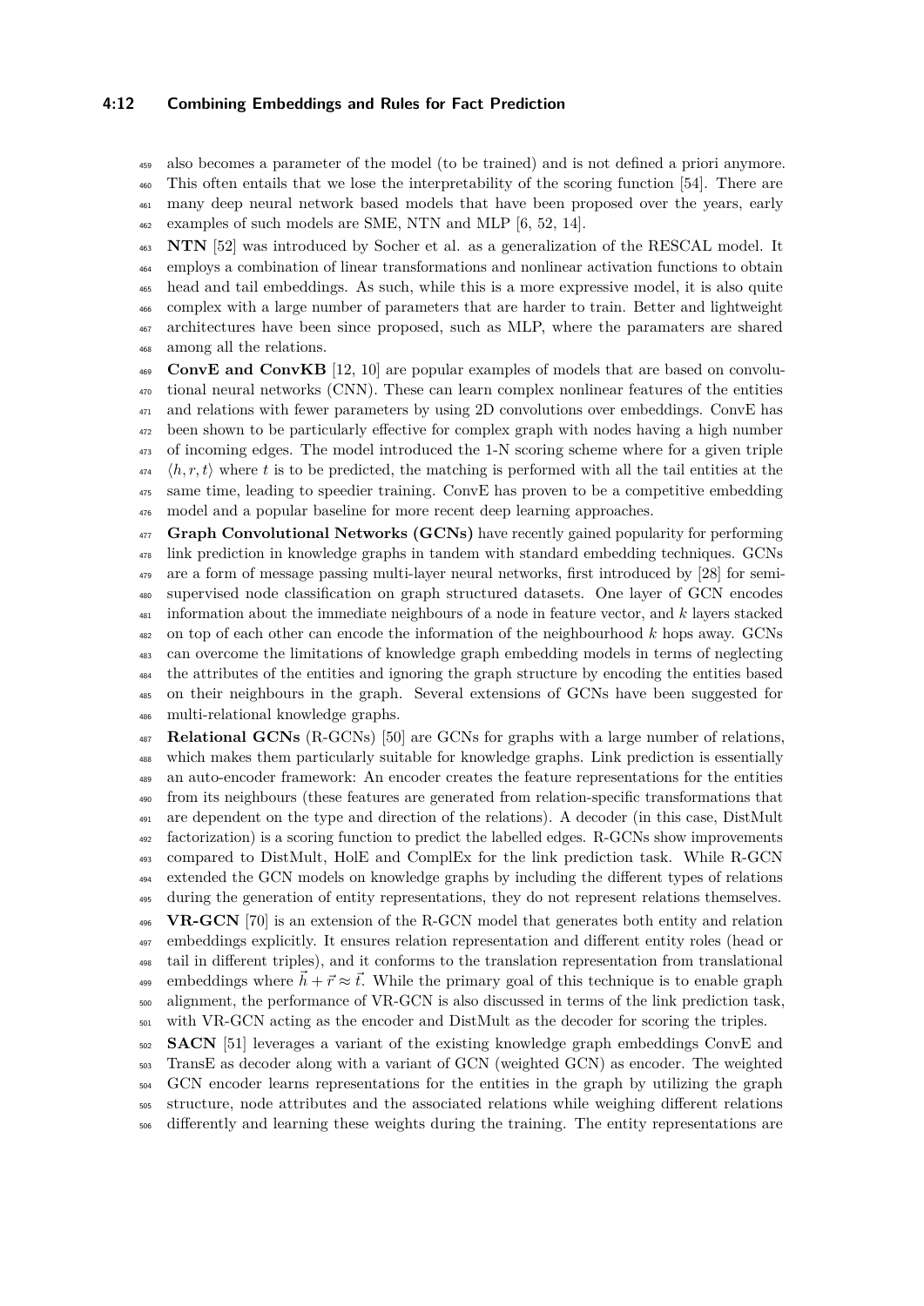also becomes a parameter of the model (to be trained) and is not defined a priori anymore. This often entails that we lose the interpretability of the scoring function [54]. There are many deep neural network based models that have been proposed over the years, early examples of such models are SME, NTN and MLP [6, 52, 14].

**NTN** [52] was introduced by Socher et al. as a generalization of the RESCAL model. It employs a combination of linear transformations and nonlinear activation functions to obtain head and tail embeddings. As such, while this is a more expressive model, it is also quite complex with a large number of parameters that are harder to train. Better and lightweight architectures have been since proposed, such as MLP, where the paramaters are shared among all the relations.

**ConvE and ConvKB** [12, 10] are popular examples of models that are based on convolutional neural networks (CNN). These can learn complex nonlinear features of the entities and relations with fewer parameters by using 2D convolutions over embeddings. ConvE has been shown to be particularly effective for complex graph with nodes having a high number of incoming edges. The model introduced the 1-N scoring scheme where for a given triple $\langle h, r, t \rangle$ where $t$ is to be predicted, the matching is performed with all the tail entities at the same time, leading to speedier training. ConvE has proven to be a competitive embedding model and a popular baseline for more recent deep learning approaches.

**Graph Convolutional Networks (GCNs)** have recently gained popularity for performing link prediction in knowledge graphs in tandem with standard embedding techniques. GCNs are a form of message passing multi-layer neural networks, first introduced by [28] for semi-supervised node classification on graph structured datasets. One layer of GCN encodes information about the immediate neighbours of a node in feature vector, and $k$ layers stacked on top of each other can encode the information of the neighbourhood $k$ hops away. GCNs can overcome the limitations of knowledge graph embedding models in terms of neglecting the attributes of the entities and ignoring the graph structure by encoding the entities based on their neighbours in the graph. Several extensions of GCNs have been suggested for multi-relational knowledge graphs.

**Relational GCNs** (R-GCNs) [50] are GCNs for graphs with a large number of relations, which makes them particularly suitable for knowledge graphs. Link prediction is essentially an auto-encoder framework: An encoder creates the feature representations for the entities from its neighbours (these features are generated from relation-specific transformations that are dependent on the type and direction of the relations). A decoder (in this case, DistMult factorization) is a scoring function to predict the labelled edges. R-GCNs show improvements compared to DistMult, HolE and ComplEx for the link prediction task. While R-GCN extended the GCN models on knowledge graphs by including the different types of relations during the generation of entity representations, they do not represent relations themselves.

**VR-GCN** [70] is an extension of the R-GCN model that generates both entity and relation embeddings explicitly. It ensures relation representation and different entity roles (head or tail in different triples), and it conforms to the translation representation from translational embeddings where $\vec{h} + \vec{r} \approx \vec{t}$. While the primary goal of this technique is to enable graph alignment, the performance of VR-GCN is also discussed in terms of the link prediction task, with VR-GCN acting as the encoder and DistMult as the decoder for scoring the triples.

**SACN** [51] leverages a variant of the existing knowledge graph embeddings ConvE and TransE as decoder along with a variant of GCN (weighted GCN) as encoder. The weighted GCN encoder learns representations for the entities in the graph by utilizing the graph structure, node attributes and the associated relations while weighing different relations differently and learning these weights during the training. The entity representations are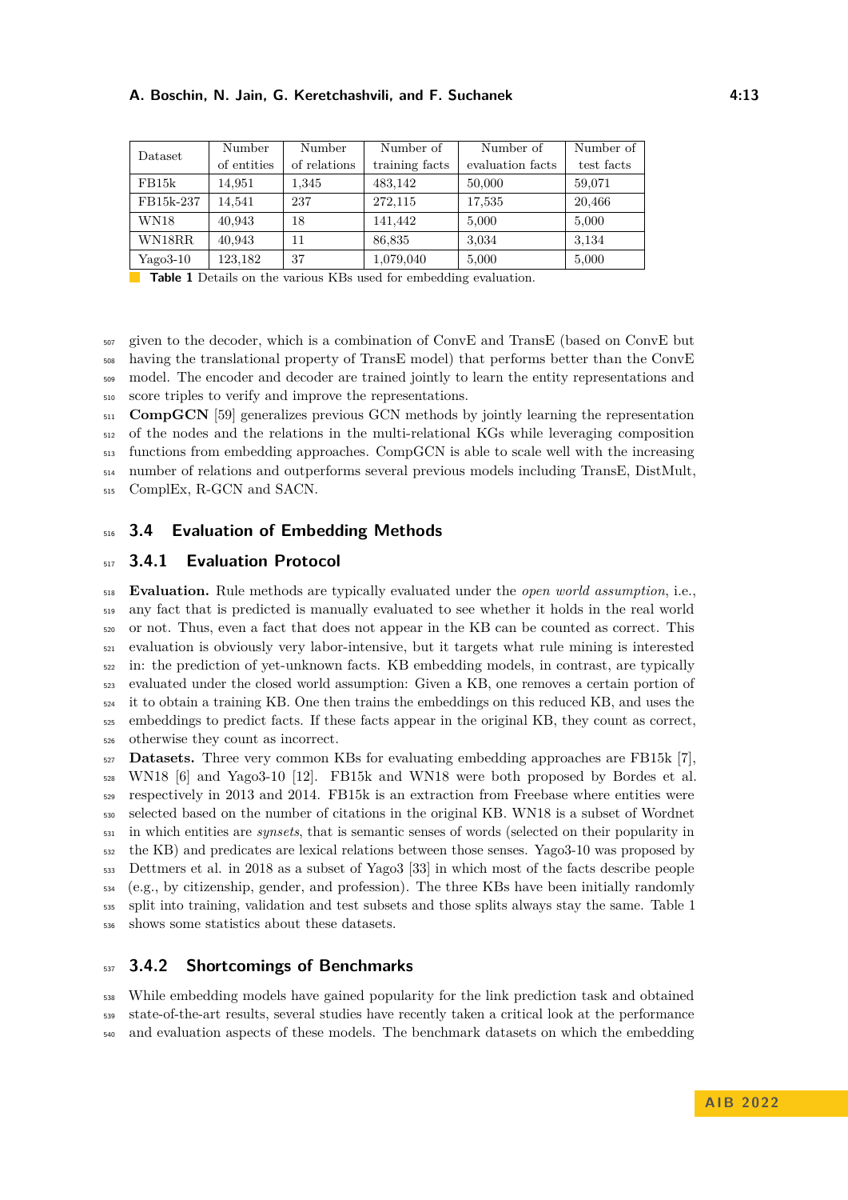| Dataset | Number of entities | Number of relations | Number of training facts | Number of evaluation facts | Number of test facts |
|---|---|---|---|---|---|
| FB15k | 14,951 | 1,345 | 483,142 | 50,000 | 59,071 |
| FB15k-237 | 14,541 | 237 | 272,115 | 17,535 | 20,466 |
| WN18 | 40,943 | 18 | 141,442 | 5,000 | 5,000 |
| WN18RR | 40,943 | 11 | 86,835 | 3,034 | 3,134 |
| Yago3-10 | 123,182 | 37 | 1,079,040 | 5,000 | 5,000 |

**Table 1** Details on the various KBs used for embedding evaluation.

given to the decoder, which is a combination of ConvE and TransE (based on ConvE but having the translational property of TransE model) that performs better than the ConvE model. The encoder and decoder are trained jointly to learn the entity representations and score triples to verify and improve the representations.

**CompGCN** [59] generalizes previous GCN methods by jointly learning the representation of the nodes and the relations in the multi-relational KGs while leveraging composition functions from embedding approaches. CompGCN is able to scale well with the increasing number of relations and outperforms several previous models including TransE, DistMult, ComplEx, R-GCN and SACN.

## 3.4 Evaluation of Embedding Methods

### 3.4.1 Evaluation Protocol

**Evaluation.** Rule methods are typically evaluated under the *open world assumption*, i.e., any fact that is predicted is manually evaluated to see whether it holds in the real world or not. Thus, even a fact that does not appear in the KB can be counted as correct. This evaluation is obviously very labor-intensive, but it targets what rule mining is interested in: the prediction of yet-unknown facts. KB embedding models, in contrast, are typically evaluated under the closed world assumption: Given a KB, one removes a certain portion of it to obtain a training KB. One then trains the embeddings on this reduced KB, and uses the embeddings to predict facts. If these facts appear in the original KB, they count as correct, otherwise they count as incorrect.

**Datasets.** Three very common KBs for evaluating embedding approaches are FB15k [7], WN18 [6] and Yago3-10 [12]. FB15k and WN18 were both proposed by Bordes et al. respectively in 2013 and 2014. FB15k is an extraction from Freebase where entities were selected based on the number of citations in the original KB. WN18 is a subset of Wordnet in which entities are *synsets*, that is semantic senses of words (selected on their popularity in the KB) and predicates are lexical relations between those senses. Yago3-10 was proposed by Dettmers et al. in 2018 as a subset of Yago3 [33] in which most of the facts describe people (e.g., by citizenship, gender, and profession). The three KBs have been initially randomly split into training, validation and test subsets and those splits always stay the same. Table 1 shows some statistics about these datasets.

### 3.4.2 Shortcomings of Benchmarks

While embedding models have gained popularity for the link prediction task and obtained state-of-the-art results, several studies have recently taken a critical look at the performance and evaluation aspects of these models. The benchmark datasets on which the embedding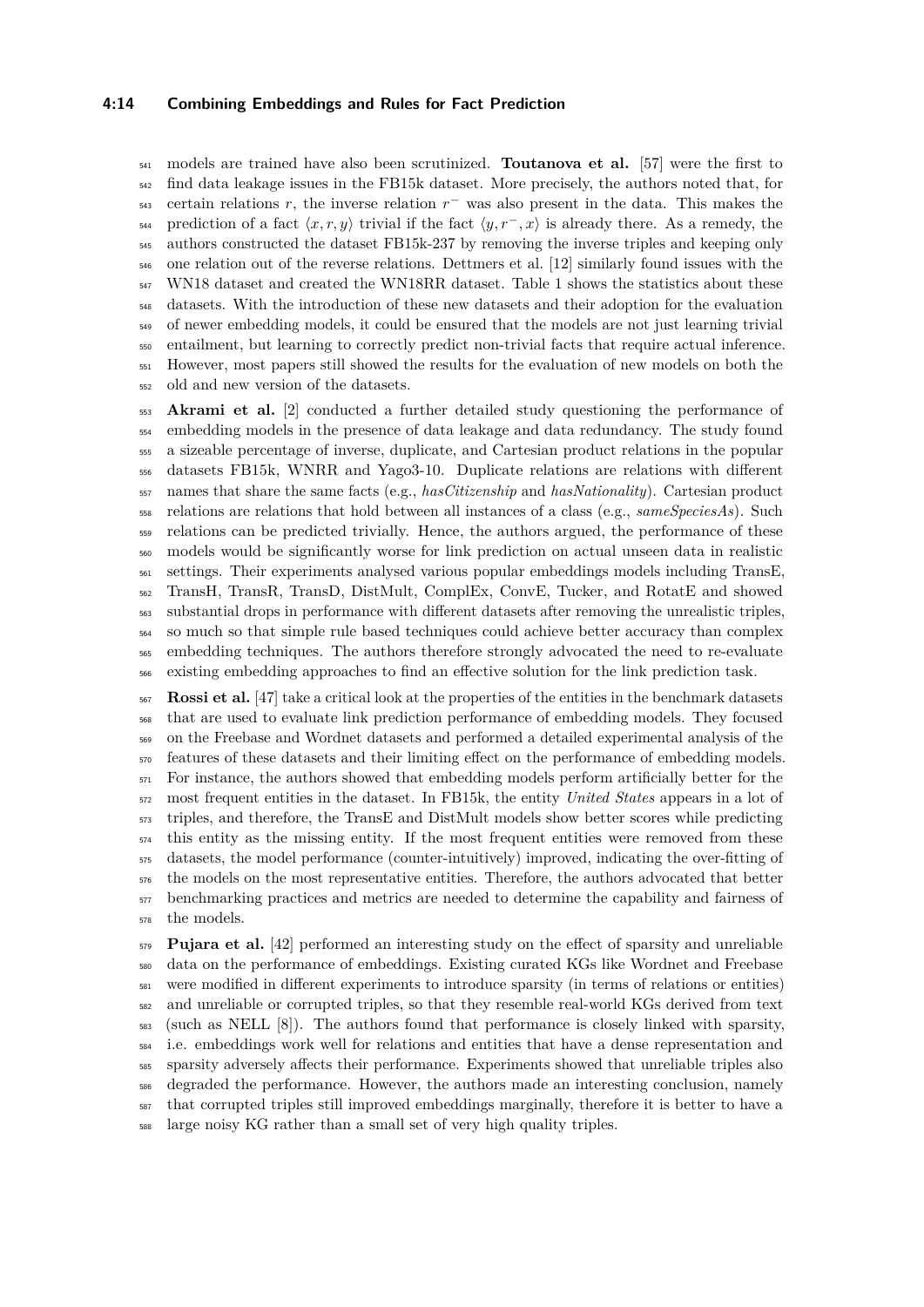models are trained have also been scrutinized. **Toutanova et al.** [57] were the first to find data leakage issues in the FB15k dataset. More precisely, the authors noted that, for certain relations $r$, the inverse relation $r^-$ was also present in the data. This makes the prediction of a fact $\langle x, r, y \rangle$ trivial if the fact $\langle y, r^-, x \rangle$ is already there. As a remedy, the authors constructed the dataset FB15k-237 by removing the inverse triples and keeping only one relation out of the reverse relations. Dettmers et al. [12] similarly found issues with the WN18 dataset and created the WN18RR dataset. Table 1 shows the statistics about these datasets. With the introduction of these new datasets and their adoption for the evaluation of newer embedding models, it could be ensured that the models are not just learning trivial entailment, but learning to correctly predict non-trivial facts that require actual inference. However, most papers still showed the results for the evaluation of new models on both the old and new version of the datasets.

**Akrami et al.** [2] conducted a further detailed study questioning the performance of embedding models in the presence of data leakage and data redundancy. The study found a sizeable percentage of inverse, duplicate, and Cartesian product relations in the popular datasets FB15k, WNRR and Yago3-10. Duplicate relations are relations with different names that share the same facts (e.g., *hasCitizenship* and *hasNationality*). Cartesian product relations are relations that hold between all instances of a class (e.g., *sameSpeciesAs*). Such relations can be predicted trivially. Hence, the authors argued, the performance of these models would be significantly worse for link prediction on actual unseen data in realistic settings. Their experiments analysed various popular embeddings models including TransE, TransH, TransR, TransD, DistMult, ComplEx, ConvE, Tucker, and RotatE and showed substantial drops in performance with different datasets after removing the unrealistic triples, so much so that simple rule based techniques could achieve better accuracy than complex embedding techniques. The authors therefore strongly advocated the need to re-evaluate existing embedding approaches to find an effective solution for the link prediction task.

**Rossi et al.** [47] take a critical look at the properties of the entities in the benchmark datasets that are used to evaluate link prediction performance of embedding models. They focused on the Freebase and Wordnet datasets and performed a detailed experimental analysis of the features of these datasets and their limiting effect on the performance of embedding models. For instance, the authors showed that embedding models perform artificially better for the most frequent entities in the dataset. In FB15k, the entity *United States* appears in a lot of triples, and therefore, the TransE and DistMult models show better scores while predicting this entity as the missing entity. If the most frequent entities were removed from these datasets, the model performance (counter-intuitively) improved, indicating the over-fitting of the models on the most representative entities. Therefore, the authors advocated that better benchmarking practices and metrics are needed to determine the capability and fairness of the models.

**Pujara et al.** [42] performed an interesting study on the effect of sparsity and unreliable data on the performance of embeddings. Existing curated KGs like Wordnet and Freebase were modified in different experiments to introduce sparsity (in terms of relations or entities) and unreliable or corrupted triples, so that they resemble real-world KGs derived from text (such as NELL [8]). The authors found that performance is closely linked with sparsity, i.e. embeddings work well for relations and entities that have a dense representation and sparsity adversely affects their performance. Experiments showed that unreliable triples also degraded the performance. However, the authors made an interesting conclusion, namely that corrupted triples still improved embeddings marginally, therefore it is better to have a large noisy KG rather than a small set of very high quality triples.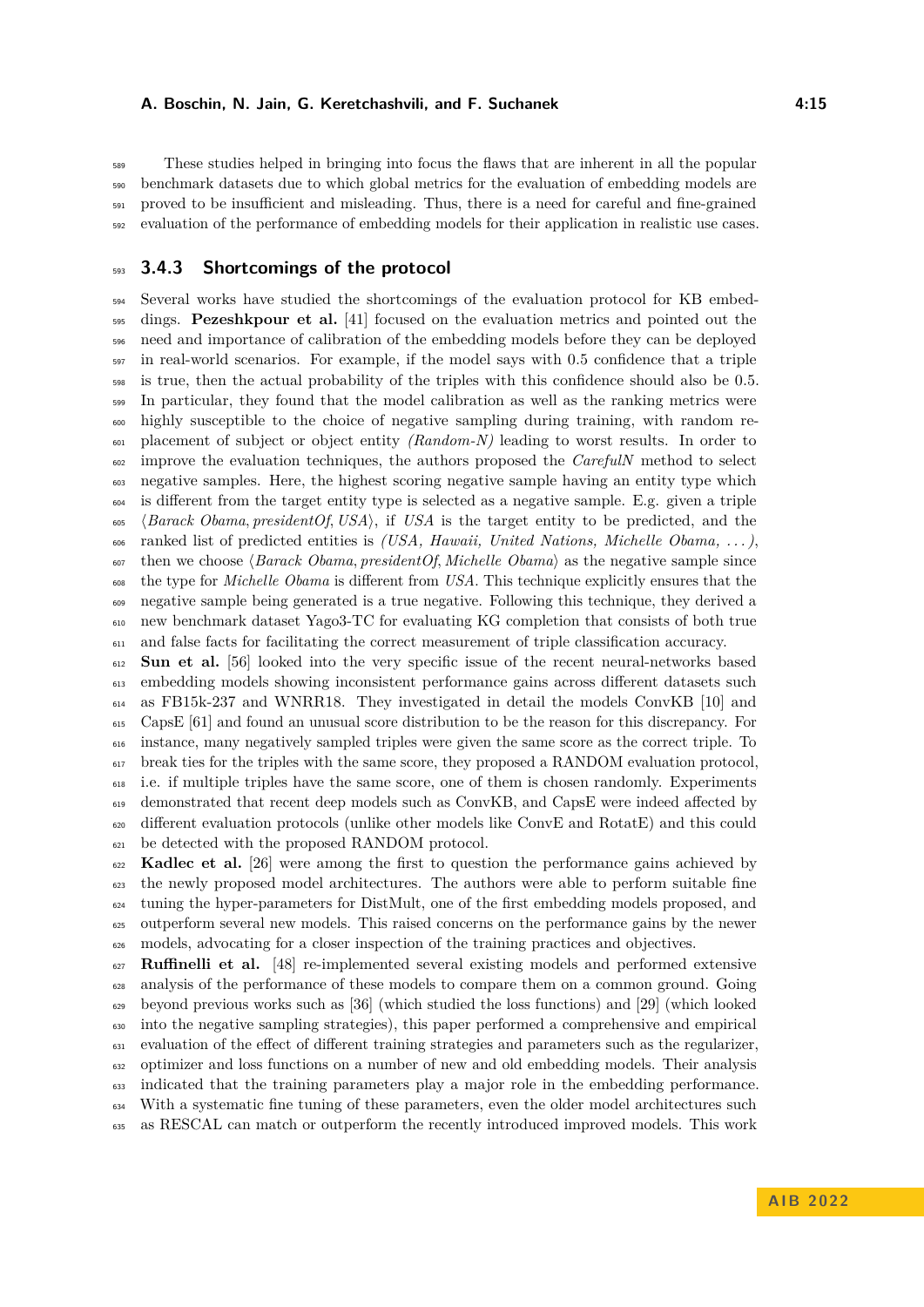These studies helped in bringing into focus the flaws that are inherent in all the popular benchmark datasets due to which global metrics for the evaluation of embedding models are proved to be insufficient and misleading. Thus, there is a need for careful and fine-grained evaluation of the performance of embedding models for their application in realistic use cases.

### 3.4.3 Shortcomings of the protocol

Several works have studied the shortcomings of the evaluation protocol for KB embeddings. **Pezeshkpour et al.** [41] focused on the evaluation metrics and pointed out the need and importance of calibration of the embedding models before they can be deployed in real-world scenarios. For example, if the model says with 0.5 confidence that a triple is true, then the actual probability of the triples with this confidence should also be 0.5. In particular, they found that the model calibration as well as the ranking metrics were highly susceptible to the choice of negative sampling during training, with random replacement of subject or object entity *(Random-N)* leading to worst results. In order to improve the evaluation techniques, the authors proposed the *CarefulN* method to select negative samples. Here, the highest scoring negative sample having an entity type which is different from the target entity type is selected as a negative sample. E.g. given a triple $\langle$*Barack Obama*, *presidentOf*, *USA*$\rangle$, if *USA* is the target entity to be predicted, and the ranked list of predicted entities is *(USA, Hawaii, United Nations, Michelle Obama, . . . )*, then we choose $\langle$*Barack Obama*, *presidentOf*, *Michelle Obama*$\rangle$ as the negative sample since the type for *Michelle Obama* is different from *USA*. This technique explicitly ensures that the negative sample being generated is a true negative. Following this technique, they derived a new benchmark dataset Yago3-TC for evaluating KG completion that consists of both true and false facts for facilitating the correct measurement of triple classification accuracy.

**Sun et al.** [56] looked into the very specific issue of the recent neural-networks based embedding models showing inconsistent performance gains across different datasets such as FB15k-237 and WNRR18. They investigated in detail the models ConvKB [10] and CapsE [61] and found an unusual score distribution to be the reason for this discrepancy. For instance, many negatively sampled triples were given the same score as the correct triple. To break ties for the triples with the same score, they proposed a RANDOM evaluation protocol, i.e. if multiple triples have the same score, one of them is chosen randomly. Experiments demonstrated that recent deep models such as ConvKB, and CapsE were indeed affected by different evaluation protocols (unlike other models like ConvE and RotatE) and this could be detected with the proposed RANDOM protocol.

**Kadlec et al.** [26] were among the first to question the performance gains achieved by the newly proposed model architectures. The authors were able to perform suitable fine tuning the hyper-parameters for DistMult, one of the first embedding models proposed, and outperform several new models. This raised concerns on the performance gains by the newer models, advocating for a closer inspection of the training practices and objectives.

**Ruffinelli et al.** [48] re-implemented several existing models and performed extensive analysis of the performance of these models to compare them on a common ground. Going beyond previous works such as [36] (which studied the loss functions) and [29] (which looked into the negative sampling strategies), this paper performed a comprehensive and empirical evaluation of the effect of different training strategies and parameters such as the regularizer, optimizer and loss functions on a number of new and old embedding models. Their analysis indicated that the training parameters play a major role in the embedding performance. With a systematic fine tuning of these parameters, even the older model architectures such as RESCAL can match or outperform the recently introduced improved models. This work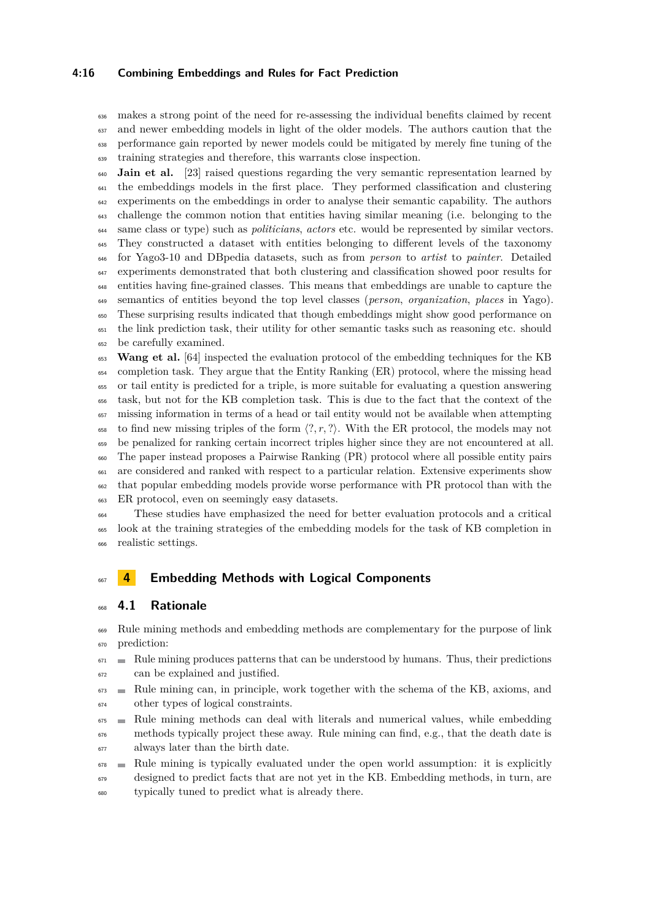makes a strong point of the need for re-assessing the individual benefits claimed by recent and newer embedding models in light of the older models. The authors caution that the performance gain reported by newer models could be mitigated by merely fine tuning of the training strategies and therefore, this warrants close inspection.

**Jain et al.** [23] raised questions regarding the very semantic representation learned by the embeddings models in the first place. They performed classification and clustering experiments on the embeddings in order to analyse their semantic capability. The authors challenge the common notion that entities having similar meaning (i.e. belonging to the same class or type) such as *politicians*, *actors* etc. would be represented by similar vectors. They constructed a dataset with entities belonging to different levels of the taxonomy for Yago3-10 and DBpedia datasets, such as from *person* to *artist* to *painter*. Detailed experiments demonstrated that both clustering and classification showed poor results for entities having fine-grained classes. This means that embeddings are unable to capture the semantics of entities beyond the top level classes (*person*, *organization*, *places* in Yago). These surprising results indicated that though embeddings might show good performance on the link prediction task, their utility for other semantic tasks such as reasoning etc. should be carefully examined.

**Wang et al.** [64] inspected the evaluation protocol of the embedding techniques for the KB completion task. They argue that the Entity Ranking (ER) protocol, where the missing head or tail entity is predicted for a triple, is more suitable for evaluating a question answering task, but not for the KB completion task. This is due to the fact that the context of the missing information in terms of a head or tail entity would not be available when attempting to find new missing triples of the form $\langle ?, r, ? \rangle$. With the ER protocol, the models may not be penalized for ranking certain incorrect triples higher since they are not encountered at all. The paper instead proposes a Pairwise Ranking (PR) protocol where all possible entity pairs are considered and ranked with respect to a particular relation. Extensive experiments show that popular embedding models provide worse performance with PR protocol than with the ER protocol, even on seemingly easy datasets.

These studies have emphasized the need for better evaluation protocols and a critical look at the training strategies of the embedding models for the task of KB completion in realistic settings.

# 4 Embedding Methods with Logical Components

## 4.1 Rationale

Rule mining methods and embedding methods are complementary for the purpose of link prediction:

- Rule mining produces patterns that can be understood by humans. Thus, their predictions can be explained and justified.
- Rule mining can, in principle, work together with the schema of the KB, axioms, and other types of logical constraints.
- Rule mining methods can deal with literals and numerical values, while embedding methods typically project these away. Rule mining can find, e.g., that the death date is always later than the birth date.
- Rule mining is typically evaluated under the open world assumption: it is explicitly designed to predict facts that are not yet in the KB. Embedding methods, in turn, are typically tuned to predict what is already there.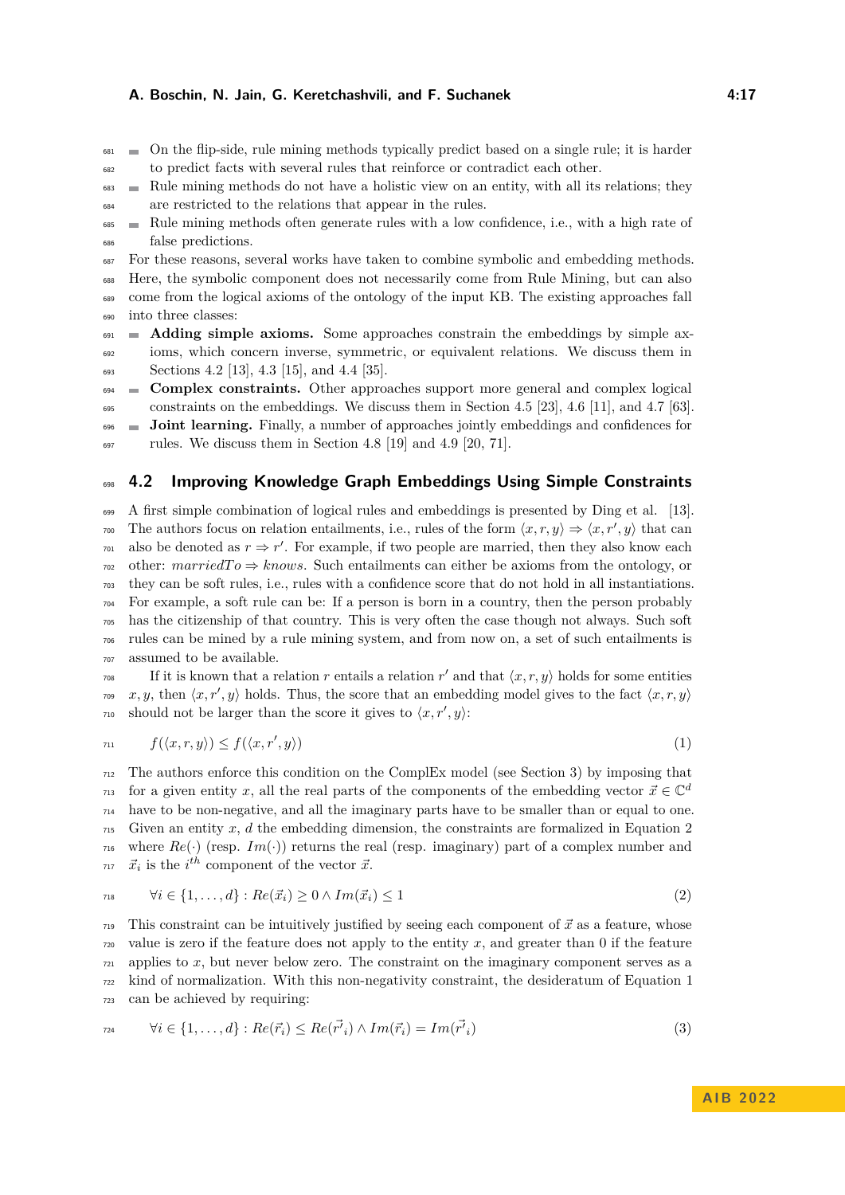- On the flip-side, rule mining methods typically predict based on a single rule; it is harder to predict facts with several rules that reinforce or contradict each other.
- Rule mining methods do not have a holistic view on an entity, with all its relations; they are restricted to the relations that appear in the rules.
- Rule mining methods often generate rules with a low confidence, i.e., with a high rate of false predictions.

For these reasons, several works have taken to combine symbolic and embedding methods. Here, the symbolic component does not necessarily come from Rule Mining, but can also come from the logical axioms of the ontology of the input KB. The existing approaches fall into three classes:

- **Adding simple axioms.** Some approaches constrain the embeddings by simple axioms, which concern inverse, symmetric, or equivalent relations. We discuss them in Sections 4.2 [13], 4.3 [15], and 4.4 [35].
- **Complex constraints.** Other approaches support more general and complex logical constraints on the embeddings. We discuss them in Section 4.5 [23], 4.6 [11], and 4.7 [63].
- **Joint learning.** Finally, a number of approaches jointly embeddings and confidences for rules. We discuss them in Section 4.8 [19] and 4.9 [20, 71].

## 4.2 Improving Knowledge Graph Embeddings Using Simple Constraints

A first simple combination of logical rules and embeddings is presented by Ding et al. [13]. The authors focus on relation entailments, i.e., rules of the form $\langle x, r, y\rangle \Rightarrow \langle x, r', y\rangle$ that can also be denoted as $r \Rightarrow r'$. For example, if two people are married, then they also know each other: *marriedTo* $\Rightarrow$ *knows*. Such entailments can either be axioms from the ontology, or they can be soft rules, i.e., rules with a confidence score that do not hold in all instantiations. For example, a soft rule can be: If a person is born in a country, then the person probably has the citizenship of that country. This is very often the case though not always. Such soft rules can be mined by a rule mining system, and from now on, a set of such entailments is assumed to be available.

If it is known that a relation $r$ entails a relation $r'$ and that $\langle x, r, y\rangle$ holds for some entities $x, y$, then $\langle x, r', y\rangle$ holds. Thus, the score that an embedding model gives to the fact $\langle x, r, y\rangle$ should not be larger than the score it gives to $\langle x, r', y\rangle$:

$$f(\langle x, r, y\rangle) \leq f(\langle x, r', y\rangle) \tag{1}$$

The authors enforce this condition on the ComplEx model (see Section 3) by imposing that for a given entity $x$, all the real parts of the components of the embedding vector $\vec{x} \in \mathbb{C}^d$ have to be non-negative, and all the imaginary parts have to be smaller than or equal to one. Given an entity $x$, $d$ the embedding dimension, the constraints are formalized in Equation 2 where $Re(\cdot)$ (resp. $Im(\cdot)$) returns the real (resp. imaginary) part of a complex number and $\vec{x}_i$ is the $i^{th}$ component of the vector $\vec{x}$.

$$\forall i \in \{1, \ldots, d\} : Re(\vec{x}_i) \geq 0 \land Im(\vec{x}_i) \leq 1 \tag{2}$$

This constraint can be intuitively justified by seeing each component of $\vec{x}$ as a feature, whose value is zero if the feature does not apply to the entity $x$, and greater than 0 if the feature applies to $x$, but never below zero. The constraint on the imaginary component serves as a kind of normalization. With this non-negativity constraint, the desideratum of Equation 1 can be achieved by requiring:

$$\forall i \in \{1, \ldots, d\} : Re(\vec{r}_i) \leq Re(\vec{r'}_i) \land Im(\vec{r}_i) = Im(\vec{r'}_i) \tag{3}$$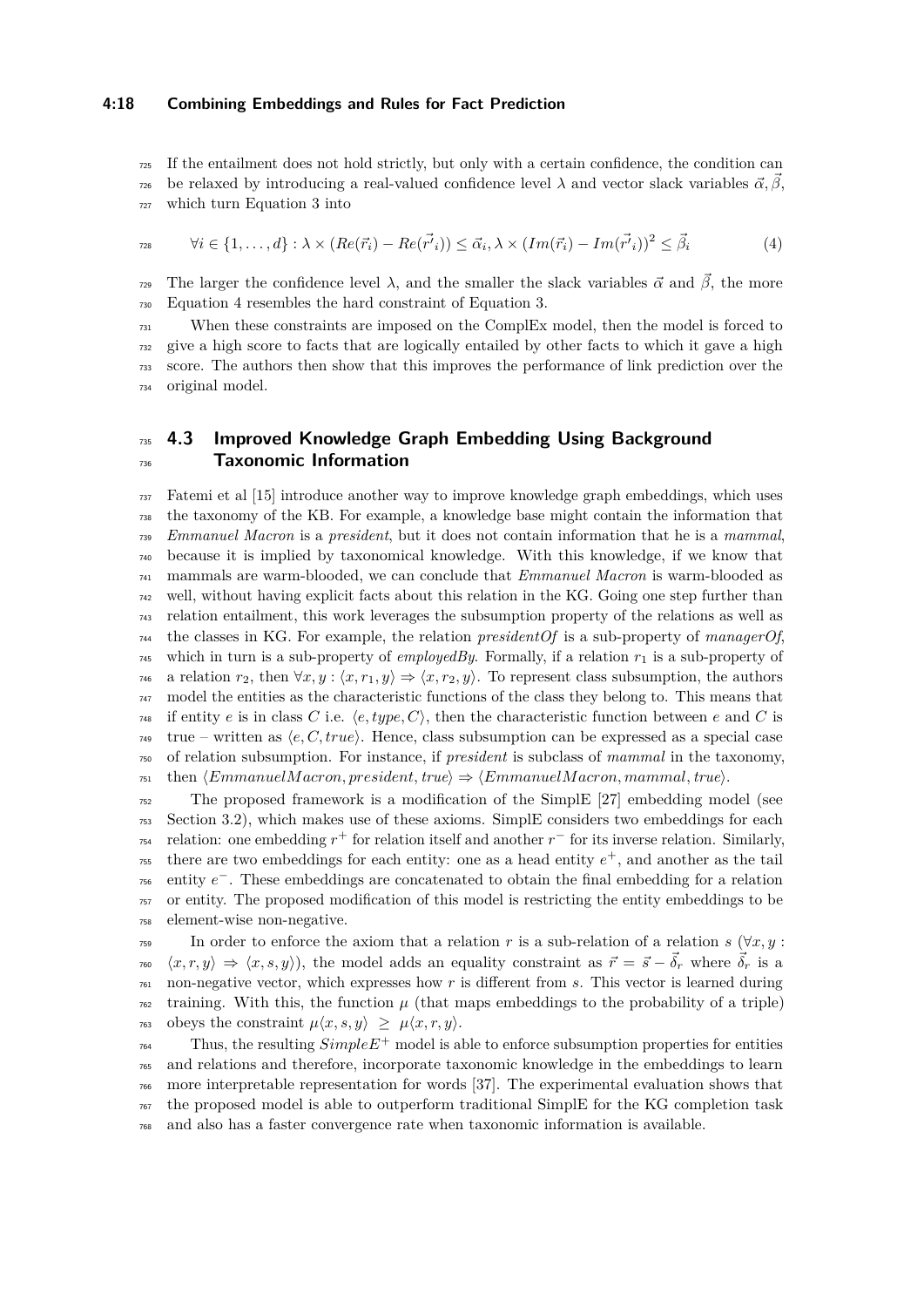If the entailment does not hold strictly, but only with a certain confidence, the condition can be relaxed by introducing a real-valued confidence level $\lambda$ and vector slack variables $\vec{\alpha}, \vec{\beta}$, which turn Equation 3 into

$$\forall i \in \{1, \ldots, d\} : \lambda \times (Re(\vec{r}_i) - Re(\vec{r'}_i)) \leq \vec{\alpha}_i, \lambda \times (Im(\vec{r}_i) - Im(\vec{r'}_i))^2 \leq \vec{\beta}_i \tag{4}$$

The larger the confidence level $\lambda$, and the smaller the slack variables $\vec{\alpha}$ and $\vec{\beta}$, the more Equation 4 resembles the hard constraint of Equation 3.

When these constraints are imposed on the ComplEx model, then the model is forced to give a high score to facts that are logically entailed by other facts to which it gave a high score. The authors then show that this improves the performance of link prediction over the original model.

## 4.3 Improved Knowledge Graph Embedding Using Background Taxonomic Information

Fatemi et al [15] introduce another way to improve knowledge graph embeddings, which uses the taxonomy of the KB. For example, a knowledge base might contain the information that *Emmanuel Macron* is a *president*, but it does not contain information that he is a *mammal*, because it is implied by taxonomical knowledge. With this knowledge, if we know that mammals are warm-blooded, we can conclude that *Emmanuel Macron* is warm-blooded as well, without having explicit facts about this relation in the KG. Going one step further than relation entailment, this work leverages the subsumption property of the relations as well as the classes in KG. For example, the relation *presidentOf* is a sub-property of *managerOf*, which in turn is a sub-property of *employedBy*. Formally, if a relation $r_1$ is a sub-property of a relation $r_2$, then $\forall x, y : \langle x, r_1, y\rangle \Rightarrow \langle x, r_2, y\rangle$. To represent class subsumption, the authors model the entities as the characteristic functions of the class they belong to. This means that if entity $e$ is in class $C$ i.e. $\langle e, type, C\rangle$, then the characteristic function between $e$ and $C$ is true – written as $\langle e, C, true\rangle$. Hence, class subsumption can be expressed as a special case of relation subsumption. For instance, if *president* is subclass of *mammal* in the taxonomy, then $\langle EmmanuelMacron, president, true\rangle \Rightarrow \langle EmmanuelMacron, mammal, true\rangle$.

The proposed framework is a modification of the SimplE [27] embedding model (see Section 3.2), which makes use of these axioms. SimplE considers two embeddings for each relation: one embedding $r^+$ for relation itself and another $r^-$ for its inverse relation. Similarly, there are two embeddings for each entity: one as a head entity $e^+$, and another as the tail entity $e^-$. These embeddings are concatenated to obtain the final embedding for a relation or entity. The proposed modification of this model is restricting the entity embeddings to be element-wise non-negative.

In order to enforce the axiom that a relation $r$ is a sub-relation of a relation $s$ ($\forall x, y : \langle x, r, y\rangle \Rightarrow \langle x, s, y\rangle$), the model adds an equality constraint as $\vec{r} = \vec{s} - \vec{\delta}_r$ where $\vec{\delta}_r$ is a non-negative vector, which expresses how $r$ is different from $s$. This vector is learned during training. With this, the function $\mu$ (that maps embeddings to the probability of a triple) obeys the constraint $\mu\langle x, s, y\rangle \geq \mu\langle x, r, y\rangle$.

Thus, the resulting $SimpleE^+$ model is able to enforce subsumption properties for entities and relations and therefore, incorporate taxonomic knowledge in the embeddings to learn more interpretable representation for words [37]. The experimental evaluation shows that the proposed model is able to outperform traditional SimplE for the KG completion task and also has a faster convergence rate when taxonomic information is available.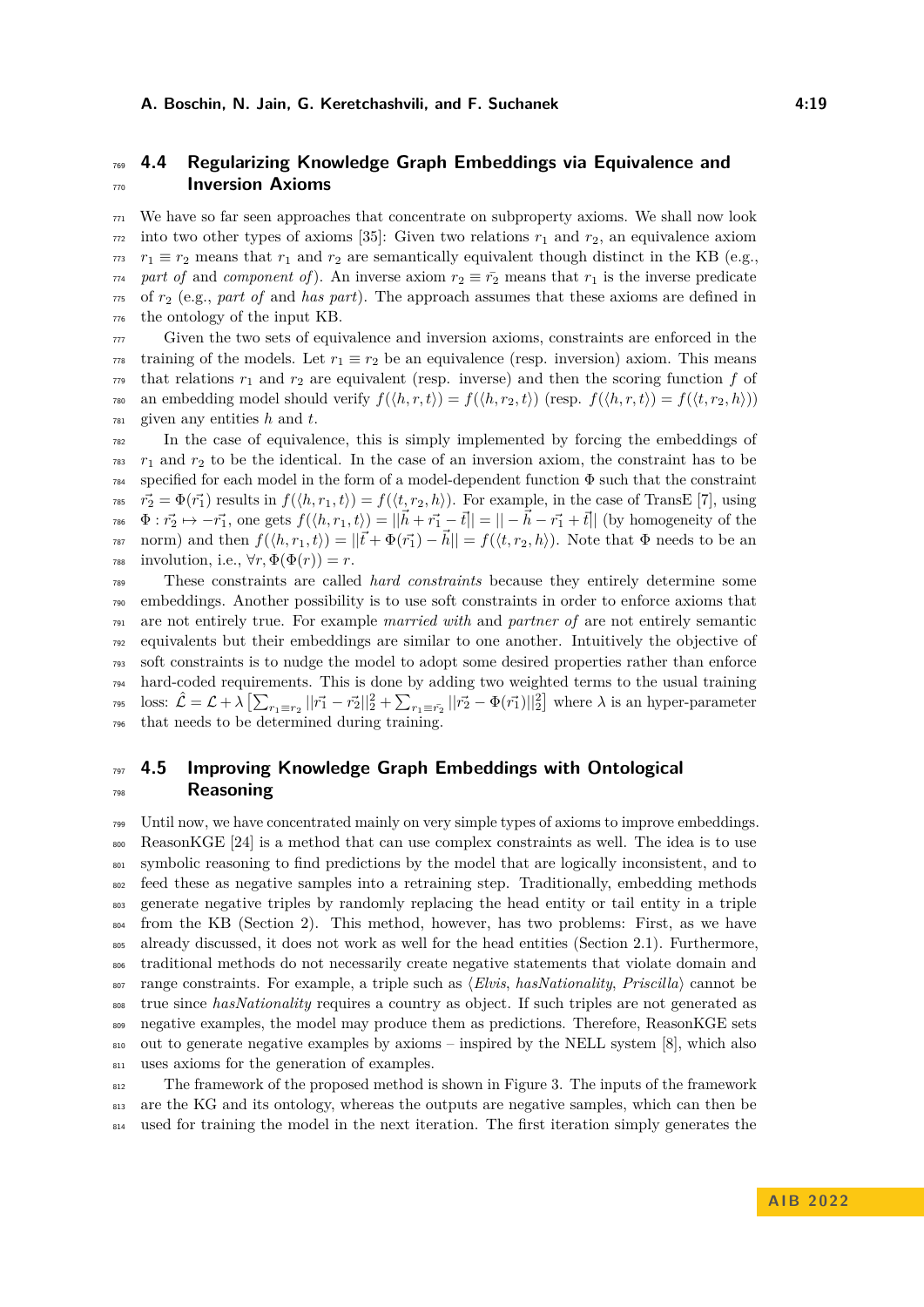### 4.4 Regularizing Knowledge Graph Embeddings via Equivalence and Inversion Axioms

We have so far seen approaches that concentrate on subproperty axioms. We shall now look into two other types of axioms [35]: Given two relations $r_1$ and $r_2$, an equivalence axiom $r_1 \equiv r_2$ means that $r_1$ and $r_2$ are semantically equivalent though distinct in the KB (e.g., *part of* and *component of*). An inverse axiom $r_2 \equiv \bar{r_2}$ means that $r_1$ is the inverse predicate of $r_2$ (e.g., *part of* and *has part*). The approach assumes that these axioms are defined in the ontology of the input KB.

Given the two sets of equivalence and inversion axioms, constraints are enforced in the training of the models. Let $r_1 \equiv r_2$ be an equivalence (resp. inversion) axiom. This means that relations $r_1$ and $r_2$ are equivalent (resp. inverse) and then the scoring function $f$ of an embedding model should verify $f(\langle h, r, t\rangle) = f(\langle h, r_2, t\rangle)$ (resp. $f(\langle h, r, t\rangle) = f(\langle t, r_2, h\rangle)$) given any entities $h$ and $t$.

In the case of equivalence, this is simply implemented by forcing the embeddings of $r_1$ and $r_2$ to be the identical. In the case of an inversion axiom, the constraint has to be specified for each model in the form of a model-dependent function $\Phi$ such that the constraint $\vec{r_2} = \Phi(\vec{r_1})$ results in $f(\langle h, r_1, t\rangle) = f(\langle t, r_2, h\rangle)$. For example, in the case of TransE [7], using $\Phi : \vec{r_2} \mapsto -\vec{r_1}$, one gets $f(\langle h, r_1, t\rangle) = ||\vec{h} + \vec{r_1} - \vec{t}|| = || - \vec{h} - \vec{r_1} + \vec{t}||$ (by homogeneity of the norm) and then $f(\langle h, r_1, t\rangle) = ||\vec{t} + \Phi(\vec{r_1}) - \vec{h}|| = f(\langle t, r_2, h\rangle)$. Note that $\Phi$ needs to be an involution, i.e., $\forall r, \Phi(\Phi(r)) = r$.

These constraints are called *hard constraints* because they entirely determine some embeddings. Another possibility is to use soft constraints in order to enforce axioms that are not entirely true. For example *married with* and *partner of* are not entirely semantic equivalents but their embeddings are similar to one another. Intuitively the objective of soft constraints is to nudge the model to adopt some desired properties rather than enforce hard-coded requirements. This is done by adding two weighted terms to the usual training loss: $\hat{\mathcal{L}} = \mathcal{L} + \lambda \left[\sum_{r_1 \equiv r_2} ||\vec{r_1} - \vec{r_2}||_2^2 + \sum_{r_1 \equiv \bar{r_2}} ||\vec{r_2} - \Phi(\vec{r_1})||_2^2\right]$ where $\lambda$ is an hyper-parameter that needs to be determined during training.

### 4.5 Improving Knowledge Graph Embeddings with Ontological Reasoning

Until now, we have concentrated mainly on very simple types of axioms to improve embeddings. ReasonKGE [24] is a method that can use complex constraints as well. The idea is to use symbolic reasoning to find predictions by the model that are logically inconsistent, and to feed these as negative samples into a retraining step. Traditionally, embedding methods generate negative triples by randomly replacing the head entity or tail entity in a triple from the KB (Section 2). This method, however, has two problems: First, as we have already discussed, it does not work as well for the head entities (Section 2.1). Furthermore, traditional methods do not necessarily create negative statements that violate domain and range constraints. For example, a triple such as $\langle$*Elvis*, *hasNationality*, *Priscilla*$\rangle$ cannot be true since *hasNationality* requires a country as object. If such triples are not generated as negative examples, the model may produce them as predictions. Therefore, ReasonKGE sets out to generate negative examples by axioms – inspired by the NELL system [8], which also uses axioms for the generation of examples.

The framework of the proposed method is shown in Figure 3. The inputs of the framework are the KG and its ontology, whereas the outputs are negative samples, which can then be used for training the model in the next iteration. The first iteration simply generates the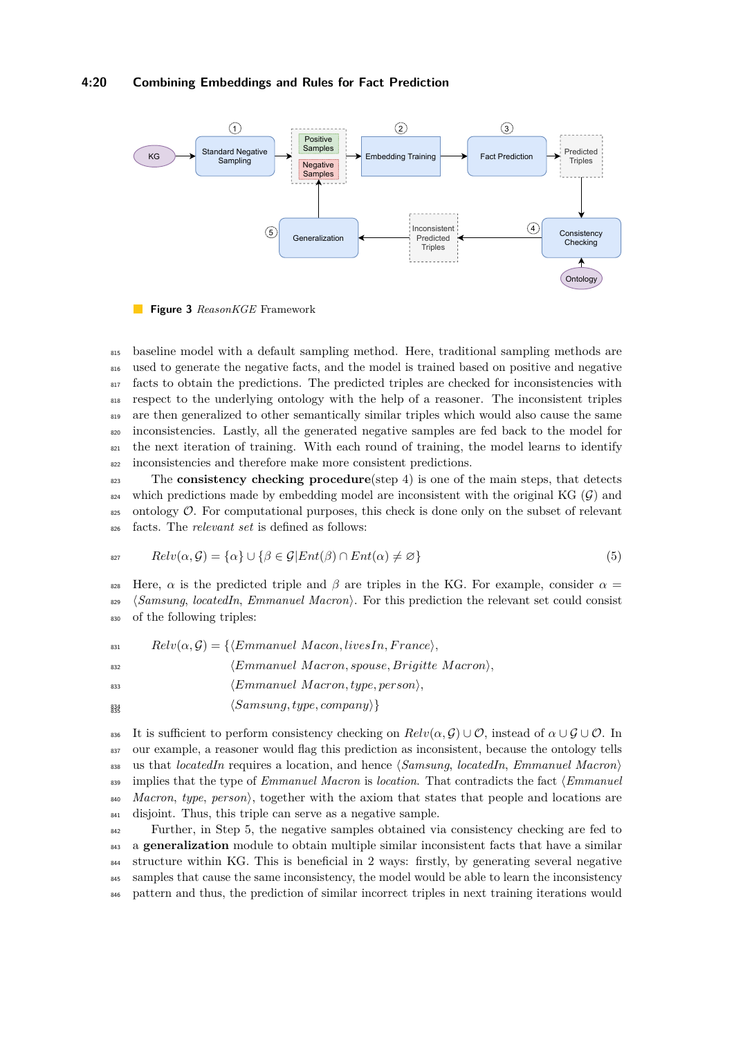**Figure 3** *ReasonKGE* Framework

baseline model with a default sampling method. Here, traditional sampling methods are used to generate the negative facts, and the model is trained based on positive and negative facts to obtain the predictions. The predicted triples are checked for inconsistencies with respect to the underlying ontology with the help of a reasoner. The inconsistent triples are then generalized to other semantically similar triples which would also cause the same inconsistencies. Lastly, all the generated negative samples are fed back to the model for the next iteration of training. With each round of training, the model learns to identify inconsistencies and therefore make more consistent predictions.

The **consistency checking procedure**(step 4) is one of the main steps, that detects which predictions made by embedding model are inconsistent with the original KG ($\mathcal{G}$) and ontology $\mathcal{O}$. For computational purposes, this check is done only on the subset of relevant facts. The *relevant set* is defined as follows:

$$Relv(\alpha, \mathcal{G}) = \{\alpha\} \cup \{\beta \in \mathcal{G} | Ent(\beta) \cap Ent(\alpha) \neq \varnothing\} \tag{5}$$

Here, $\alpha$ is the predicted triple and $\beta$ are triples in the KG. For example, consider $\alpha$ = ⟨*Samsung*, *locatedIn*, *Emmanuel Macron*⟩. For this prediction the relevant set could consist of the following triples:

$$\begin{aligned} Relv(\alpha, \mathcal{G}) = \{ &\langle Emmanuel\ Macon, livesIn, France\rangle, \\ &\langle Emmanuel\ Macron, spouse, Brigitte\ Macron\rangle, \\ &\langle Emmanuel\ Macron, type, person\rangle, \\ &\langle Samsung, type, company\rangle\} \end{aligned}$$

It is sufficient to perform consistency checking on $Relv(\alpha, \mathcal{G}) \cup \mathcal{O}$, instead of $\alpha \cup \mathcal{G} \cup \mathcal{O}$. In our example, a reasoner would flag this prediction as inconsistent, because the ontology tells us that *locatedIn* requires a location, and hence ⟨*Samsung*, *locatedIn*, *Emmanuel Macron*⟩ implies that the type of *Emmanuel Macron* is *location*. That contradicts the fact ⟨*Emmanuel Macron*, *type*, *person*⟩, together with the axiom that states that people and locations are disjoint. Thus, this triple can serve as a negative sample.

Further, in Step 5, the negative samples obtained via consistency checking are fed to a **generalization** module to obtain multiple similar inconsistent facts that have a similar structure within KG. This is beneficial in 2 ways: firstly, by generating several negative samples that cause the same inconsistency, the model would be able to learn the inconsistency pattern and thus, the prediction of similar incorrect triples in next training iterations would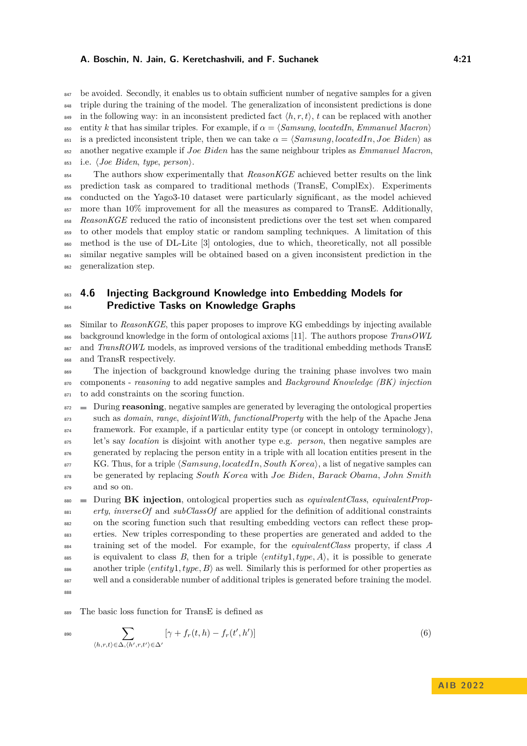be avoided. Secondly, it enables us to obtain sufficient number of negative samples for a given triple during the training of the model. The generalization of inconsistent predictions is done in the following way: in an inconsistent predicted fact $\langle h, r, t \rangle$, $t$ can be replaced with another entity $k$ that has similar triples. For example, if $\alpha = \langle Samsung, locatedIn, Emmanuel\ Macron \rangle$ is a predicted inconsistent triple, then we can take $\alpha = \langle Samsung, locatedIn, Joe\ Biden \rangle$ as another negative example if *Joe Biden* has the same neighbour triples as *Emmanuel Macron*, i.e. $\langle Joe\ Biden, type, person \rangle$.

The authors show experimentally that *ReasonKGE* achieved better results on the link prediction task as compared to traditional methods (TransE, ComplEx). Experiments conducted on the Yago3-10 dataset were particularly significant, as the model achieved more than 10% improvement for all the measures as compared to TransE. Additionally, *ReasonKGE* reduced the ratio of inconsistent predictions over the test set when compared to other models that employ static or random sampling techniques. A limitation of this method is the use of DL-Lite [3] ontologies, due to which, theoretically, not all possible similar negative samples will be obtained based on a given inconsistent prediction in the generalization step.

## 4.6 Injecting Background Knowledge into Embedding Models for Predictive Tasks on Knowledge Graphs

Similar to *ReasonKGE*, this paper proposes to improve KG embeddings by injecting available background knowledge in the form of ontological axioms [11]. The authors propose *TransOWL* and *TransROWL* models, as improved versions of the traditional embedding methods TransE and TransR respectively.

The injection of background knowledge during the training phase involves two main components - *reasoning* to add negative samples and *Background Knowledge (BK) injection* to add constraints on the scoring function.

- During **reasoning**, negative samples are generated by leveraging the ontological properties such as *domain*, *range*, *disjointWith*, *functionalProperty* with the help of the Apache Jena framework. For example, if a particular entity type (or concept in ontology terminology), let's say *location* is disjoint with another type e.g. *person*, then negative samples are generated by replacing the person entity in a triple with all location entities present in the KG. Thus, for a triple $\langle Samsung, locatedIn, South\ Korea \rangle$, a list of negative samples can be generated by replacing *South Korea* with *Joe Biden*, *Barack Obama*, *John Smith* and so on.
- During **BK injection**, ontological properties such as *equivalentClass*, *equivalentProperty*, *inverseOf* and *subClassOf* are applied for the definition of additional constraints on the scoring function such that resulting embedding vectors can reflect these properties. New triples corresponding to these properties are generated and added to the training set of the model. For example, for the *equivalentClass* property, if class $A$ is equivalent to class $B$, then for a triple $\langle entity1, type, A \rangle$, it is possible to generate another triple $\langle entity1, type, B \rangle$ as well. Similarly this is performed for other properties as well and a considerable number of additional triples is generated before training the model.

The basic loss function for TransE is defined as

$$\sum_{\langle h,r,t \rangle \in \Delta, \langle h',r,t' \rangle \in \Delta'} [\gamma + f_r(t,h) - f_r(t',h')] \tag{6}$$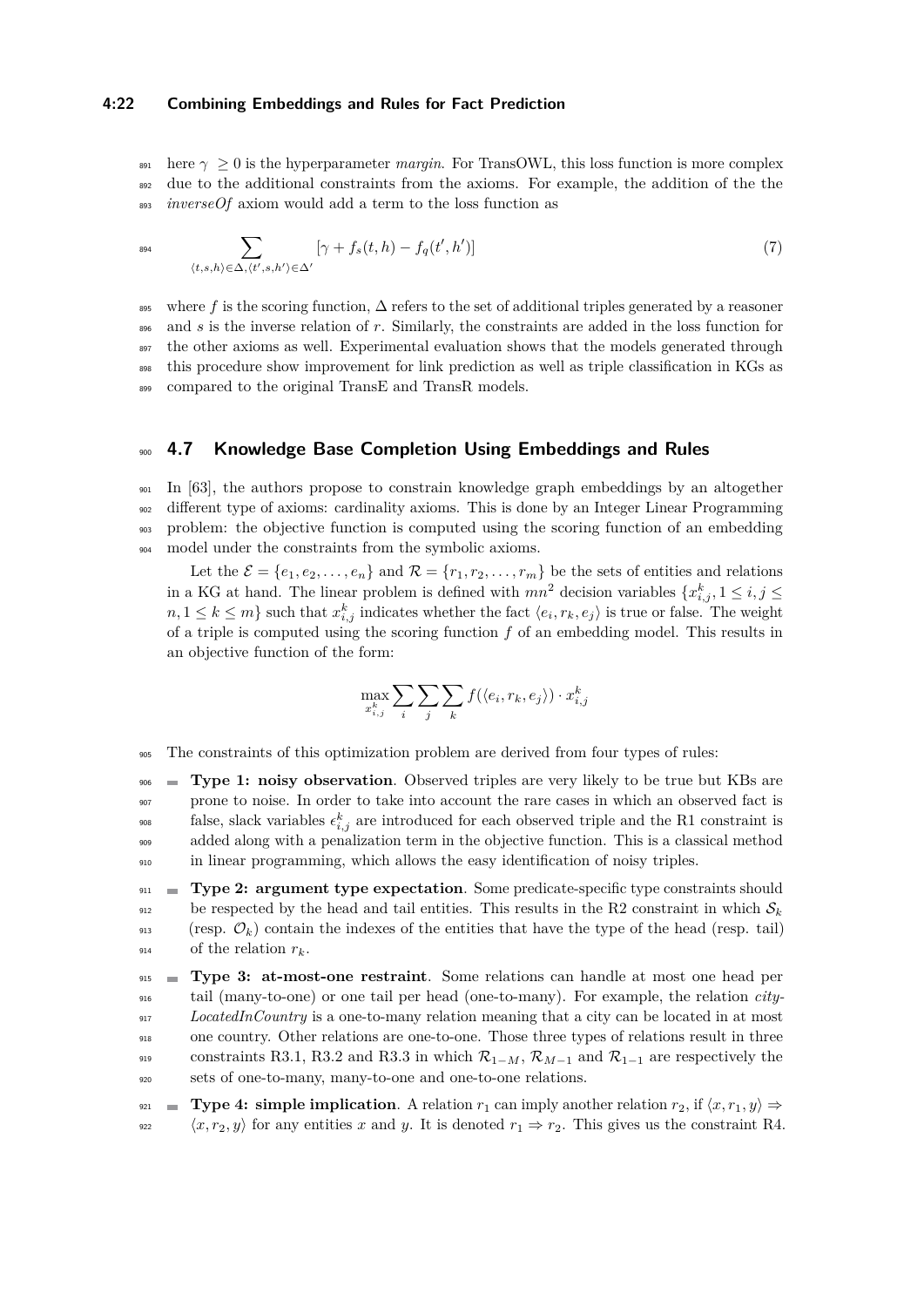here $\gamma \geq 0$ is the hyperparameter *margin*. For TransOWL, this loss function is more complex due to the additional constraints from the axioms. For example, the addition of the the *inverseOf* axiom would add a term to the loss function as

$$\sum_{\langle t,s,h\rangle \in \Delta, \langle t',s,h'\rangle \in \Delta'} [\gamma + f_s(t,h) - f_q(t',h')] \tag{7}$$

where $f$ is the scoring function, $\Delta$ refers to the set of additional triples generated by a reasoner and $s$ is the inverse relation of $r$. Similarly, the constraints are added in the loss function for the other axioms as well. Experimental evaluation shows that the models generated through this procedure show improvement for link prediction as well as triple classification in KGs as compared to the original TransE and TransR models.

## 4.7 Knowledge Base Completion Using Embeddings and Rules

In [63], the authors propose to constrain knowledge graph embeddings by an altogether different type of axioms: cardinality axioms. This is done by an Integer Linear Programming problem: the objective function is computed using the scoring function of an embedding model under the constraints from the symbolic axioms.

Let the $\mathcal{E} = \{e_1, e_2, \ldots, e_n\}$ and $\mathcal{R} = \{r_1, r_2, \ldots, r_m\}$ be the sets of entities and relations in a KG at hand. The linear problem is defined with $mn^2$ decision variables $\{x^k_{i,j}, 1 \leq i, j \leq n, 1 \leq k \leq m\}$ such that $x^k_{i,j}$ indicates whether the fact $\langle e_i, r_k, e_j\rangle$ is true or false. The weight of a triple is computed using the scoring function $f$ of an embedding model. This results in an objective function of the form:

$$\max_{x^k_{i,j}} \sum_i \sum_j \sum_k f(\langle e_i, r_k, e_j\rangle) \cdot x^k_{i,j}$$

The constraints of this optimization problem are derived from four types of rules:

- **Type 1: noisy observation**. Observed triples are very likely to be true but KBs are prone to noise. In order to take into account the rare cases in which an observed fact is false, slack variables $\epsilon^k_{i,j}$ are introduced for each observed triple and the R1 constraint is added along with a penalization term in the objective function. This is a classical method in linear programming, which allows the easy identification of noisy triples.
- **Type 2: argument type expectation**. Some predicate-specific type constraints should be respected by the head and tail entities. This results in the R2 constraint in which $\mathcal{S}_k$ (resp. $\mathcal{O}_k$) contain the indexes of the entities that have the type of the head (resp. tail) of the relation $r_k$.
- **Type 3: at-most-one restraint**. Some relations can handle at most one head per tail (many-to-one) or one tail per head (one-to-many). For example, the relation *cityLocatedInCountry* is a one-to-many relation meaning that a city can be located in at most one country. Other relations are one-to-one. Those three types of relations result in three constraints R3.1, R3.2 and R3.3 in which $\mathcal{R}_{1-M}$, $\mathcal{R}_{M-1}$ and $\mathcal{R}_{1-1}$ are respectively the sets of one-to-many, many-to-one and one-to-one relations.
- **Type 4: simple implication**. A relation $r_1$ can imply another relation $r_2$, if $\langle x, r_1, y\rangle \Rightarrow \langle x, r_2, y\rangle$ for any entities $x$ and $y$. It is denoted $r_1 \Rightarrow r_2$. This gives us the constraint R4.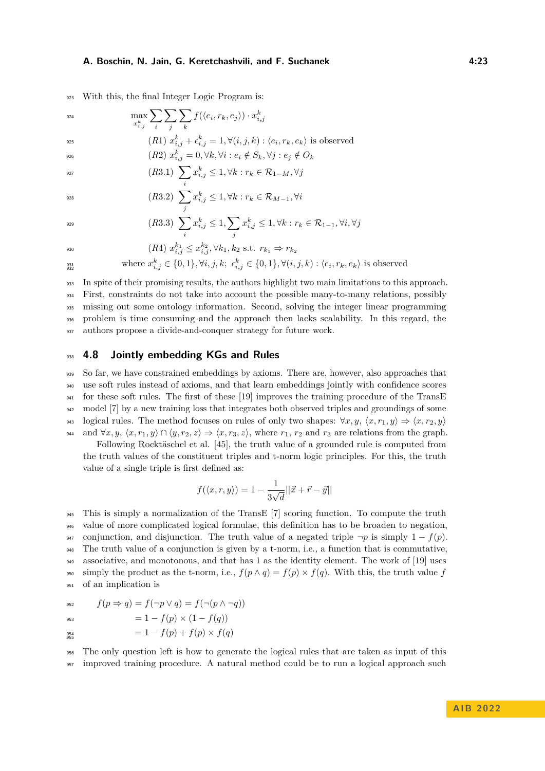With this, the final Integer Logic Program is:

$$
\begin{aligned}
&\max_{x_{i,j}^k} \sum_i \sum_j \sum_k f(\langle e_i, r_k, e_j \rangle) \cdot x_{i,j}^k \\
&\qquad (R1)\ x_{i,j}^k + \epsilon_{i,j}^k = 1, \forall (i,j,k) : \langle e_i, r_k, e_k \rangle \text{ is observed} \\
&\qquad (R2)\ x_{i,j}^k = 0, \forall k, \forall i : e_i \notin S_k, \forall j : e_j \notin O_k \\
&\qquad (R3.1)\ \sum_i x_{i,j}^k \leq 1, \forall k : r_k \in \mathcal{R}_{1-M}, \forall j \\
&\qquad (R3.2)\ \sum_j x_{i,j}^k \leq 1, \forall k : r_k \in \mathcal{R}_{M-1}, \forall i \\
&\qquad (R3.3)\ \sum_i x_{i,j}^k \leq 1, \sum_j x_{i,j}^k \leq 1, \forall k : r_k \in \mathcal{R}_{1-1}, \forall i, \forall j \\
&\qquad (R4)\ x_{i,j}^{k_1} \leq x_{i,j}^{k_2}, \forall k_1, k_2 \text{ s.t. } r_{k_1} \Rightarrow r_{k_2} \\
&\quad \text{where } x_{i,j}^k \in \{0,1\}, \forall i,j,k;\ \epsilon_{i,j}^k \in \{0,1\}, \forall (i,j,k) : \langle e_i, r_k, e_k \rangle \text{ is observed}
\end{aligned}
$$

In spite of their promising results, the authors highlight two main limitations to this approach. First, constraints do not take into account the possible many-to-many relations, possibly missing out some ontology information. Second, solving the integer linear programming problem is time consuming and the approach then lacks scalability. In this regard, the authors propose a divide-and-conquer strategy for future work.

## 4.8 Jointly embedding KGs and Rules

So far, we have constrained embeddings by axioms. There are, however, also approaches that use soft rules instead of axioms, and that learn embeddings jointly with confidence scores for these soft rules. The first of these [19] improves the training procedure of the TransE model [7] by a new training loss that integrates both observed triples and groundings of some logical rules. The method focuses on rules of only two shapes: $\forall x, y,\ \langle x, r_1, y \rangle \Rightarrow \langle x, r_2, y \rangle$ and $\forall x, y,\ \langle x, r_1, y \rangle \cap \langle y, r_2, z \rangle \Rightarrow \langle x, r_3, z \rangle$, where $r_1$, $r_2$ and $r_3$ are relations from the graph.

Following Rocktäschel et al. [45], the truth value of a grounded rule is computed from the truth values of the constituent triples and t-norm logic principles. For this, the truth value of a single triple is first defined as:

$$
f(\langle x, r, y \rangle) = 1 - \frac{1}{3\sqrt{d}} ||\vec{x} + \vec{r} - \vec{y}||
$$

This is simply a normalization of the TransE [7] scoring function. To compute the truth value of more complicated logical formulae, this definition has to be broaden to negation, conjunction, and disjunction. The truth value of a negated triple $\neg p$ is simply $1 - f(p)$. The truth value of a conjunction is given by a t-norm, i.e., a function that is commutative, associative, and monotonous, and that has 1 as the identity element. The work of [19] uses simply the product as the t-norm, i.e., $f(p \wedge q) = f(p) \times f(q)$. With this, the truth value $f$ of an implication is

$$
\begin{aligned}
f(p \Rightarrow q) &= f(\neg p \vee q) = f(\neg(p \wedge \neg q)) \\
&= 1 - f(p) \times (1 - f(q)) \\
&= 1 - f(p) + f(p) \times f(q)
\end{aligned}
$$

The only question left is how to generate the logical rules that are taken as input of this improved training procedure. A natural method could be to run a logical approach such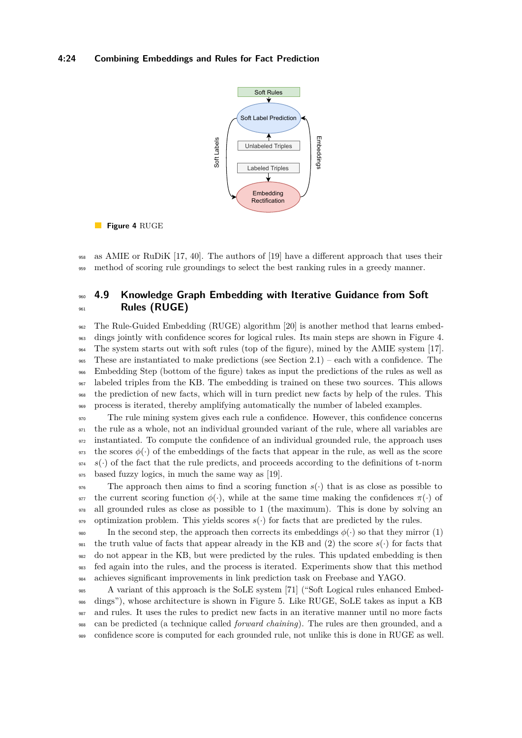**Figure 4** RUGE

as AMIE or RuDiK [17, 40]. The authors of [19] have a different approach that uses their method of scoring rule groundings to select the best ranking rules in a greedy manner.

## 4.9 Knowledge Graph Embedding with Iterative Guidance from Soft Rules (RUGE)

The Rule-Guided Embedding (RUGE) algorithm [20] is another method that learns embeddings jointly with confidence scores for logical rules. Its main steps are shown in Figure 4. The system starts out with soft rules (top of the figure), mined by the AMIE system [17]. These are instantiated to make predictions (see Section 2.1) – each with a confidence. The Embedding Step (bottom of the figure) takes as input the predictions of the rules as well as labeled triples from the KB. The embedding is trained on these two sources. This allows the prediction of new facts, which will in turn predict new facts by help of the rules. This process is iterated, thereby amplifying automatically the number of labeled examples.

The rule mining system gives each rule a confidence. However, this confidence concerns the rule as a whole, not an individual grounded variant of the rule, where all variables are instantiated. To compute the confidence of an individual grounded rule, the approach uses the scores $\phi(\cdot)$ of the embeddings of the facts that appear in the rule, as well as the score $s(\cdot)$ of the fact that the rule predicts, and proceeds according to the definitions of t-norm based fuzzy logics, in much the same way as [19].

The approach then aims to find a scoring function $s(\cdot)$ that is as close as possible to the current scoring function $\phi(\cdot)$, while at the same time making the confidences $\pi(\cdot)$ of all grounded rules as close as possible to 1 (the maximum). This is done by solving an optimization problem. This yields scores $s(\cdot)$ for facts that are predicted by the rules.

In the second step, the approach then corrects its embeddings $\phi(\cdot)$ so that they mirror (1) the truth value of facts that appear already in the KB and (2) the score $s(\cdot)$ for facts that do not appear in the KB, but were predicted by the rules. This updated embedding is then fed again into the rules, and the process is iterated. Experiments show that this method achieves significant improvements in link prediction task on Freebase and YAGO.

A variant of this approach is the SoLE system [71] ("Soft Logical rules enhanced Embeddings"), whose architecture is shown in Figure 5. Like RUGE, SoLE takes as input a KB and rules. It uses the rules to predict new facts in an iterative manner until no more facts can be predicted (a technique called *forward chaining*). The rules are then grounded, and a confidence score is computed for each grounded rule, not unlike this is done in RUGE as well.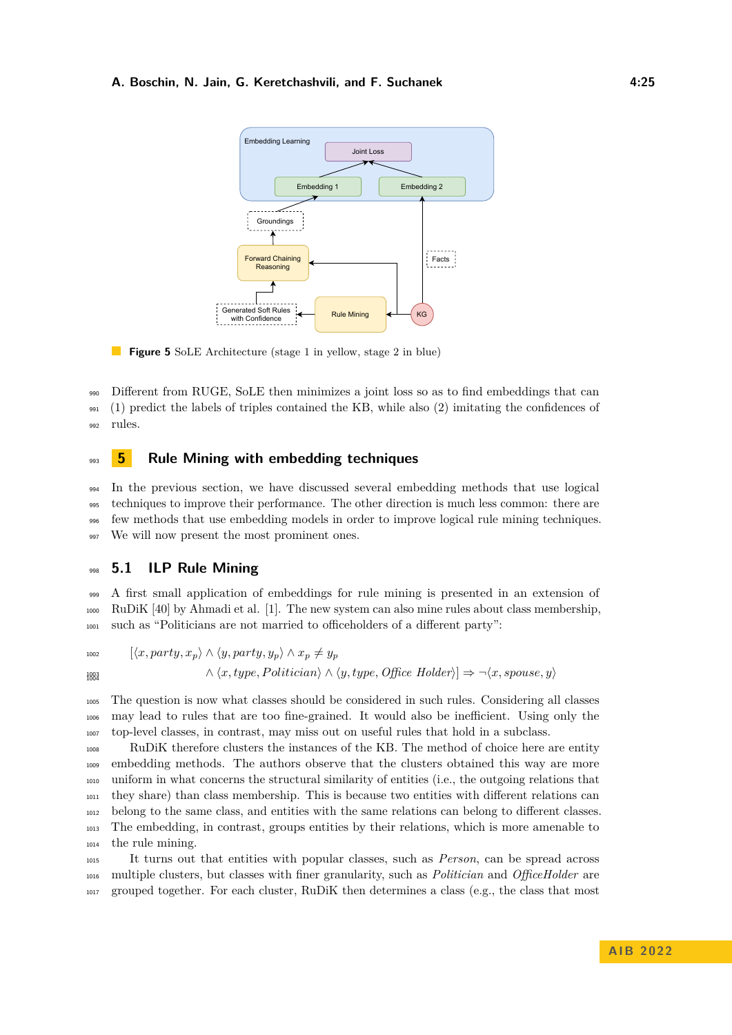Figure 5 SoLE Architecture (stage 1 in yellow, stage 2 in blue)

Different from RUGE, SoLE then minimizes a joint loss so as to find embeddings that can (1) predict the labels of triples contained the KB, while also (2) imitating the confidences of rules.

# 5 Rule Mining with embedding techniques

In the previous section, we have discussed several embedding methods that use logical techniques to improve their performance. The other direction is much less common: there are few methods that use embedding models in order to improve logical rule mining techniques. We will now present the most prominent ones.

## 5.1 ILP Rule Mining

A first small application of embeddings for rule mining is presented in an extension of RuDiK [40] by Ahmadi et al. [1]. The new system can also mine rules about class membership, such as “Politicians are not married to officeholders of a different party”:

$$[\langle x, party, x_p\rangle \wedge \langle y, party, y_p\rangle \wedge x_p \neq y_p$$
$$\wedge \langle x, type, Politician\rangle \wedge \langle y, type, Office\ Holder\rangle] \Rightarrow \neg\langle x, spouse, y\rangle$$

The question is now what classes should be considered in such rules. Considering all classes may lead to rules that are too fine-grained. It would also be inefficient. Using only the top-level classes, in contrast, may miss out on useful rules that hold in a subclass.

RuDiK therefore clusters the instances of the KB. The method of choice here are entity embedding methods. The authors observe that the clusters obtained this way are more uniform in what concerns the structural similarity of entities (i.e., the outgoing relations that they share) than class membership. This is because two entities with different relations can belong to the same class, and entities with the same relations can belong to different classes. The embedding, in contrast, groups entities by their relations, which is more amenable to the rule mining.

It turns out that entities with popular classes, such as *Person*, can be spread across multiple clusters, but classes with finer granularity, such as *Politician* and *OfficeHolder* are grouped together. For each cluster, RuDiK then determines a class (e.g., the class that most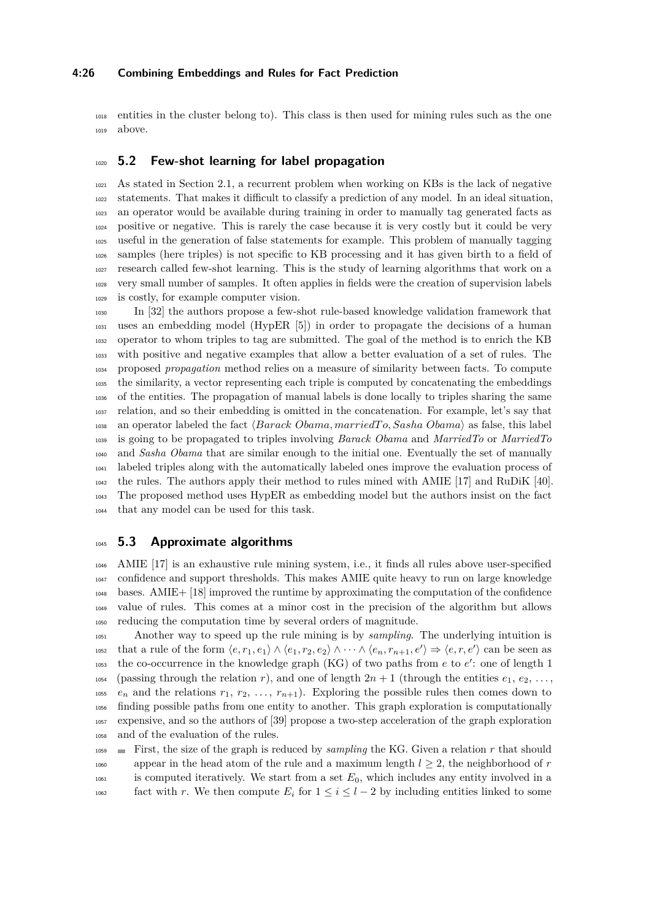entities in the cluster belong to). This class is then used for mining rules such as the one above.

## 5.2 Few-shot learning for label propagation

As stated in Section 2.1, a recurrent problem when working on KBs is the lack of negative statements. That makes it difficult to classify a prediction of any model. In an ideal situation, an operator would be available during training in order to manually tag generated facts as positive or negative. This is rarely the case because it is very costly but it could be very useful in the generation of false statements for example. This problem of manually tagging samples (here triples) is not specific to KB processing and it has given birth to a field of research called few-shot learning. This is the study of learning algorithms that work on a very small number of samples. It often applies in fields were the creation of supervision labels is costly, for example computer vision.

In [32] the authors propose a few-shot rule-based knowledge validation framework that uses an embedding model (HypER [5]) in order to propagate the decisions of a human operator to whom triples to tag are submitted. The goal of the method is to enrich the KB with positive and negative examples that allow a better evaluation of a set of rules. The proposed *propagation* method relies on a measure of similarity between facts. To compute the similarity, a vector representing each triple is computed by concatenating the embeddings of the entities. The propagation of manual labels is done locally to triples sharing the same relation, and so their embedding is omitted in the concatenation. For example, let's say that an operator labeled the fact $\langle \textit{Barack Obama}, \textit{marriedTo}, \textit{Sasha Obama} \rangle$ as false, this label is going to be propagated to triples involving *Barack Obama* and *MarriedTo* or *MarriedTo* and *Sasha Obama* that are similar enough to the initial one. Eventually the set of manually labeled triples along with the automatically labeled ones improve the evaluation process of the rules. The authors apply their method to rules mined with AMIE [17] and RuDiK [40]. The proposed method uses HypER as embedding model but the authors insist on the fact that any model can be used for this task.

## 5.3 Approximate algorithms

AMIE [17] is an exhaustive rule mining system, i.e., it finds all rules above user-specified confidence and support thresholds. This makes AMIE quite heavy to run on large knowledge bases. AMIE+ [18] improved the runtime by approximating the computation of the confidence value of rules. This comes at a minor cost in the precision of the algorithm but allows reducing the computation time by several orders of magnitude.

Another way to speed up the rule mining is by *sampling*. The underlying intuition is that a rule of the form $\langle e, r_1, e_1 \rangle \wedge \langle e_1, r_2, e_2 \rangle \wedge \cdots \wedge \langle e_n, r_{n+1}, e' \rangle \Rightarrow \langle e, r, e' \rangle$ can be seen as the co-occurrence in the knowledge graph (KG) of two paths from $e$ to $e'$: one of length 1 (passing through the relation $r$), and one of length $2n+1$ (through the entities $e_1$, $e_2$, ..., $e_n$ and the relations $r_1$, $r_2$, ..., $r_{n+1}$). Exploring the possible rules then comes down to finding possible paths from one entity to another. This graph exploration is computationally expensive, and so the authors of [39] propose a two-step acceleration of the graph exploration and of the evaluation of the rules.

- First, the size of the graph is reduced by *sampling* the KG. Given a relation $r$ that should appear in the head atom of the rule and a maximum length $l \geq 2$, the neighborhood of $r$ is computed iteratively. We start from a set $E_0$, which includes any entity involved in a fact with $r$. We then compute $E_i$ for $1 \leq i \leq l-2$ by including entities linked to some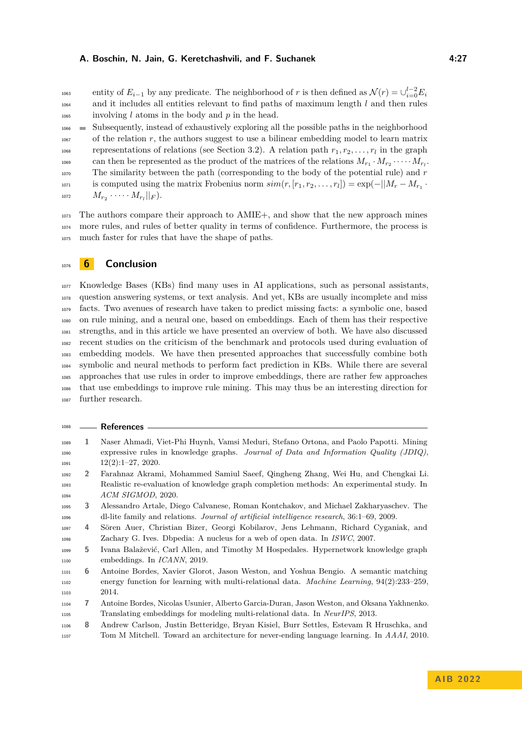entity of $E_{i-1}$ by any predicate. The neighborhood of $r$ is then defined as $\mathcal{N}(r) = \cup_{i=0}^{l-2} E_i$ and it includes all entities relevant to find paths of maximum length $l$ and then rules involving $l$ atoms in the body and $p$ in the head.

- Subsequently, instead of exhaustively exploring all the possible paths in the neighborhood of the relation $r$, the authors suggest to use a bilinear embedding model to learn matrix representations of relations (see Section 3.2). A relation path $r_1, r_2, \ldots, r_l$ in the graph can then be represented as the product of the matrices of the relations $M_{r_1} \cdot M_{r_2} \cdot \cdots \cdot M_{r_l}$. The similarity between the path (corresponding to the body of the potential rule) and $r$ is computed using the matrix Frobenius norm $sim(r, [r_1, r_2, \ldots, r_l]) = \exp(-||M_r - M_{r_1} \cdot M_{r_2} \cdot \cdots \cdot M_{r_l}||_F)$.

The authors compare their approach to AMIE+, and show that the new approach mines more rules, and rules of better quality in terms of confidence. Furthermore, the process is much faster for rules that have the shape of paths.

## 6 Conclusion

Knowledge Bases (KBs) find many uses in AI applications, such as personal assistants, question answering systems, or text analysis. And yet, KBs are usually incomplete and miss facts. Two avenues of research have taken to predict missing facts: a symbolic one, based on rule mining, and a neural one, based on embeddings. Each of them has their respective strengths, and in this article we have presented an overview of both. We have also discussed recent studies on the criticism of the benchmark and protocols used during evaluation of embedding models. We have then presented approaches that successfully combine both symbolic and neural methods to perform fact prediction in KBs. While there are several approaches that use rules in order to improve embeddings, there are rather few approaches that use embeddings to improve rule mining. This may thus be an interesting direction for further research.

## References

1. Naser Ahmadi, Viet-Phi Huynh, Vamsi Meduri, Stefano Ortona, and Paolo Papotti. Mining expressive rules in knowledge graphs. *Journal of Data and Information Quality (JDIQ)*, 12(2):1–27, 2020.
2. Farahnaz Akrami, Mohammed Samiul Saeef, Qingheng Zhang, Wei Hu, and Chengkai Li. Realistic re-evaluation of knowledge graph completion methods: An experimental study. In *ACM SIGMOD*, 2020.
3. Alessandro Artale, Diego Calvanese, Roman Kontchakov, and Michael Zakharyaschev. The dl-lite family and relations. *Journal of artificial intelligence research*, 36:1–69, 2009.
4. Sören Auer, Christian Bizer, Georgi Kobilarov, Jens Lehmann, Richard Cyganiak, and Zachary G. Ives. Dbpedia: A nucleus for a web of open data. In *ISWC*, 2007.
5. Ivana Balažević, Carl Allen, and Timothy M Hospedales. Hypernetwork knowledge graph embeddings. In *ICANN*, 2019.
6. Antoine Bordes, Xavier Glorot, Jason Weston, and Yoshua Bengio. A semantic matching energy function for learning with multi-relational data. *Machine Learning*, 94(2):233–259, 2014.
7. Antoine Bordes, Nicolas Usunier, Alberto Garcia-Duran, Jason Weston, and Oksana Yakhnenko. Translating embeddings for modeling multi-relational data. In *NeurIPS*, 2013.
8. Andrew Carlson, Justin Betteridge, Bryan Kisiel, Burr Settles, Estevam R Hruschka, and Tom M Mitchell. Toward an architecture for never-ending language learning. In *AAAI*, 2010.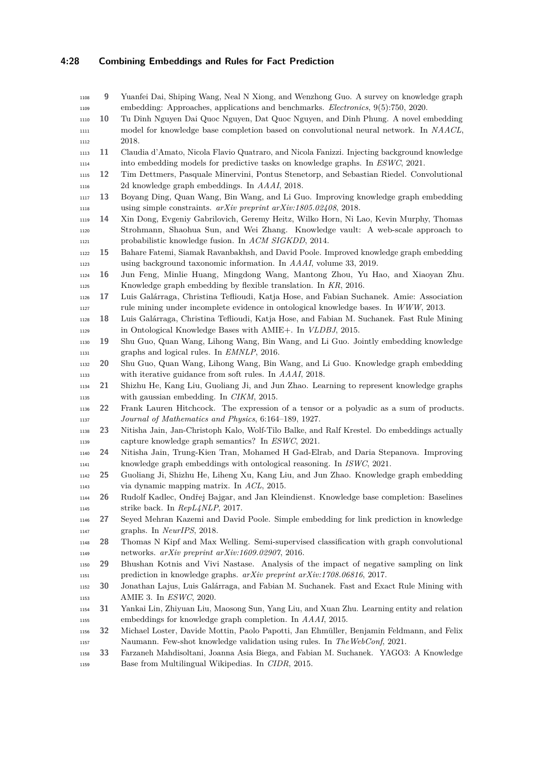9. Yuanfei Dai, Shiping Wang, Neal N Xiong, and Wenzhong Guo. A survey on knowledge graph embedding: Approaches, applications and benchmarks. *Electronics*, 9(5):750, 2020.
10. Tu Dinh Nguyen Dai Quoc Nguyen, Dat Quoc Nguyen, and Dinh Phung. A novel embedding model for knowledge base completion based on convolutional neural network. In *NAACL*, 2018.
11. Claudia d'Amato, Nicola Flavio Quatraro, and Nicola Fanizzi. Injecting background knowledge into embedding models for predictive tasks on knowledge graphs. In *ESWC*, 2021.
12. Tim Dettmers, Pasquale Minervini, Pontus Stenetorp, and Sebastian Riedel. Convolutional 2d knowledge graph embeddings. In *AAAI*, 2018.
13. Boyang Ding, Quan Wang, Bin Wang, and Li Guo. Improving knowledge graph embedding using simple constraints. *arXiv preprint arXiv:1805.02408*, 2018.
14. Xin Dong, Evgeniy Gabrilovich, Geremy Heitz, Wilko Horn, Ni Lao, Kevin Murphy, Thomas Strohmann, Shaohua Sun, and Wei Zhang. Knowledge vault: A web-scale approach to probabilistic knowledge fusion. In *ACM SIGKDD*, 2014.
15. Bahare Fatemi, Siamak Ravanbakhsh, and David Poole. Improved knowledge graph embedding using background taxonomic information. In *AAAI*, volume 33, 2019.
16. Jun Feng, Minlie Huang, Mingdong Wang, Mantong Zhou, Yu Hao, and Xiaoyan Zhu. Knowledge graph embedding by flexible translation. In *KR*, 2016.
17. Luis Galárraga, Christina Teflioudi, Katja Hose, and Fabian Suchanek. Amie: Association rule mining under incomplete evidence in ontological knowledge bases. In *WWW*, 2013.
18. Luis Galárraga, Christina Teflioudi, Katja Hose, and Fabian M. Suchanek. Fast Rule Mining in Ontological Knowledge Bases with AMIE+. In *VLDBJ*, 2015.
19. Shu Guo, Quan Wang, Lihong Wang, Bin Wang, and Li Guo. Jointly embedding knowledge graphs and logical rules. In *EMNLP*, 2016.
20. Shu Guo, Quan Wang, Lihong Wang, Bin Wang, and Li Guo. Knowledge graph embedding with iterative guidance from soft rules. In *AAAI*, 2018.
21. Shizhu He, Kang Liu, Guoliang Ji, and Jun Zhao. Learning to represent knowledge graphs with gaussian embedding. In *CIKM*, 2015.
22. Frank Lauren Hitchcock. The expression of a tensor or a polyadic as a sum of products. *Journal of Mathematics and Physics*, 6:164–189, 1927.
23. Nitisha Jain, Jan-Christoph Kalo, Wolf-Tilo Balke, and Ralf Krestel. Do embeddings actually capture knowledge graph semantics? In *ESWC*, 2021.
24. Nitisha Jain, Trung-Kien Tran, Mohamed H Gad-Elrab, and Daria Stepanova. Improving knowledge graph embeddings with ontological reasoning. In *ISWC*, 2021.
25. Guoliang Ji, Shizhu He, Liheng Xu, Kang Liu, and Jun Zhao. Knowledge graph embedding via dynamic mapping matrix. In *ACL*, 2015.
26. Rudolf Kadlec, Ondřej Bajgar, and Jan Kleindienst. Knowledge base completion: Baselines strike back. In *RepL4NLP*, 2017.
27. Seyed Mehran Kazemi and David Poole. Simple embedding for link prediction in knowledge graphs. In *NeurIPS*, 2018.
28. Thomas N Kipf and Max Welling. Semi-supervised classification with graph convolutional networks. *arXiv preprint arXiv:1609.02907*, 2016.
29. Bhushan Kotnis and Vivi Nastase. Analysis of the impact of negative sampling on link prediction in knowledge graphs. *arXiv preprint arXiv:1708.06816*, 2017.
30. Jonathan Lajus, Luis Galárraga, and Fabian M. Suchanek. Fast and Exact Rule Mining with AMIE 3. In *ESWC*, 2020.
31. Yankai Lin, Zhiyuan Liu, Maosong Sun, Yang Liu, and Xuan Zhu. Learning entity and relation embeddings for knowledge graph completion. In *AAAI*, 2015.
32. Michael Loster, Davide Mottin, Paolo Papotti, Jan Ehmüller, Benjamin Feldmann, and Felix Naumann. Few-shot knowledge validation using rules. In *TheWebConf*, 2021.
33. Farzaneh Mahdisoltani, Joanna Asia Biega, and Fabian M. Suchanek. YAGO3: A Knowledge Base from Multilingual Wikipedias. In *CIDR*, 2015.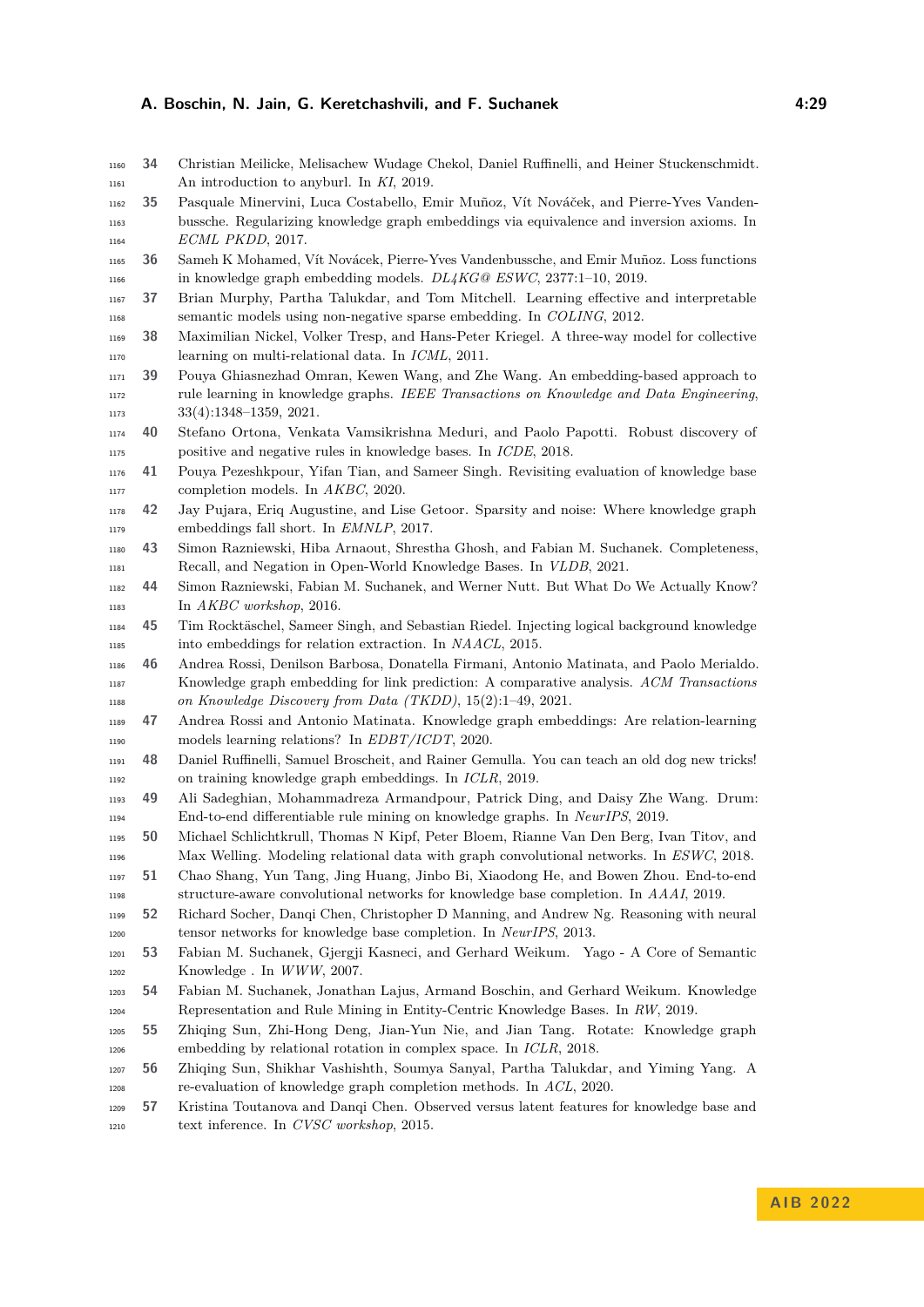34 Christian Meilicke, Melisachew Wudage Chekol, Daniel Ruffinelli, and Heiner Stuckenschmidt. An introduction to anyburl. In *KI*, 2019.

35 Pasquale Minervini, Luca Costabello, Emir Muñoz, Vít Nováček, and Pierre-Yves Vandenbussche. Regularizing knowledge graph embeddings via equivalence and inversion axioms. In *ECML PKDD*, 2017.

36 Sameh K Mohamed, Vít Novácek, Pierre-Yves Vandenbussche, and Emir Muñoz. Loss functions in knowledge graph embedding models. *DL4KG@ ESWC*, 2377:1–10, 2019.

37 Brian Murphy, Partha Talukdar, and Tom Mitchell. Learning effective and interpretable semantic models using non-negative sparse embedding. In *COLING*, 2012.

38 Maximilian Nickel, Volker Tresp, and Hans-Peter Kriegel. A three-way model for collective learning on multi-relational data. In *ICML*, 2011.

39 Pouya Ghiasnezhad Omran, Kewen Wang, and Zhe Wang. An embedding-based approach to rule learning in knowledge graphs. *IEEE Transactions on Knowledge and Data Engineering*, 33(4):1348–1359, 2021.

40 Stefano Ortona, Venkata Vamsikrishna Meduri, and Paolo Papotti. Robust discovery of positive and negative rules in knowledge bases. In *ICDE*, 2018.

41 Pouya Pezeshkpour, Yifan Tian, and Sameer Singh. Revisiting evaluation of knowledge base completion models. In *AKBC*, 2020.

42 Jay Pujara, Eriq Augustine, and Lise Getoor. Sparsity and noise: Where knowledge graph embeddings fall short. In *EMNLP*, 2017.

43 Simon Razniewski, Hiba Arnaout, Shrestha Ghosh, and Fabian M. Suchanek. Completeness, Recall, and Negation in Open-World Knowledge Bases. In *VLDB*, 2021.

44 Simon Razniewski, Fabian M. Suchanek, and Werner Nutt. But What Do We Actually Know? In *AKBC workshop*, 2016.

45 Tim Rocktäschel, Sameer Singh, and Sebastian Riedel. Injecting logical background knowledge into embeddings for relation extraction. In *NAACL*, 2015.

46 Andrea Rossi, Denilson Barbosa, Donatella Firmani, Antonio Matinata, and Paolo Merialdo. Knowledge graph embedding for link prediction: A comparative analysis. *ACM Transactions on Knowledge Discovery from Data (TKDD)*, 15(2):1–49, 2021.

47 Andrea Rossi and Antonio Matinata. Knowledge graph embeddings: Are relation-learning models learning relations? In *EDBT/ICDT*, 2020.

48 Daniel Ruffinelli, Samuel Broscheit, and Rainer Gemulla. You can teach an old dog new tricks! on training knowledge graph embeddings. In *ICLR*, 2019.

49 Ali Sadeghian, Mohammadreza Armandpour, Patrick Ding, and Daisy Zhe Wang. Drum: End-to-end differentiable rule mining on knowledge graphs. In *NeurIPS*, 2019.

50 Michael Schlichtkrull, Thomas N Kipf, Peter Bloem, Rianne Van Den Berg, Ivan Titov, and Max Welling. Modeling relational data with graph convolutional networks. In *ESWC*, 2018.

51 Chao Shang, Yun Tang, Jing Huang, Jinbo Bi, Xiaodong He, and Bowen Zhou. End-to-end structure-aware convolutional networks for knowledge base completion. In *AAAI*, 2019.

52 Richard Socher, Danqi Chen, Christopher D Manning, and Andrew Ng. Reasoning with neural tensor networks for knowledge base completion. In *NeurIPS*, 2013.

53 Fabian M. Suchanek, Gjergji Kasneci, and Gerhard Weikum. Yago - A Core of Semantic Knowledge . In *WWW*, 2007.

54 Fabian M. Suchanek, Jonathan Lajus, Armand Boschin, and Gerhard Weikum. Knowledge Representation and Rule Mining in Entity-Centric Knowledge Bases. In *RW*, 2019.

55 Zhiqing Sun, Zhi-Hong Deng, Jian-Yun Nie, and Jian Tang. Rotate: Knowledge graph embedding by relational rotation in complex space. In *ICLR*, 2018.

56 Zhiqing Sun, Shikhar Vashishth, Soumya Sanyal, Partha Talukdar, and Yiming Yang. A re-evaluation of knowledge graph completion methods. In *ACL*, 2020.

57 Kristina Toutanova and Danqi Chen. Observed versus latent features for knowledge base and text inference. In *CVSC workshop*, 2015.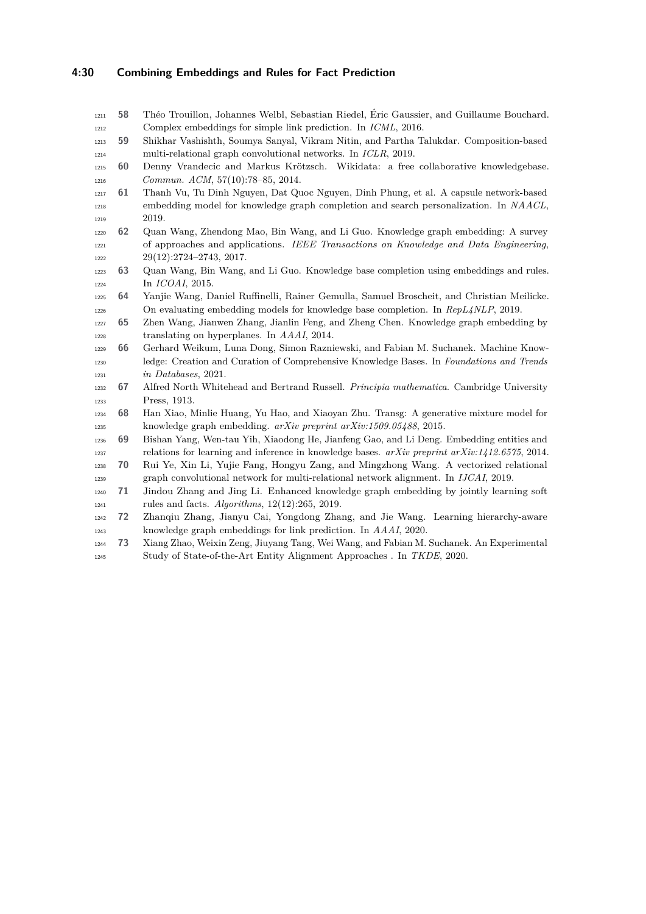58 Théo Trouillon, Johannes Welbl, Sebastian Riedel, Éric Gaussier, and Guillaume Bouchard. Complex embeddings for simple link prediction. In *ICML*, 2016.

59 Shikhar Vashishth, Soumya Sanyal, Vikram Nitin, and Partha Talukdar. Composition-based multi-relational graph convolutional networks. In *ICLR*, 2019.

60 Denny Vrandecic and Markus Krötzsch. Wikidata: a free collaborative knowledgebase. *Commun. ACM*, 57(10):78–85, 2014.

61 Thanh Vu, Tu Dinh Nguyen, Dat Quoc Nguyen, Dinh Phung, et al. A capsule network-based embedding model for knowledge graph completion and search personalization. In *NAACL*, 2019.

62 Quan Wang, Zhendong Mao, Bin Wang, and Li Guo. Knowledge graph embedding: A survey of approaches and applications. *IEEE Transactions on Knowledge and Data Engineering*, 29(12):2724–2743, 2017.

63 Quan Wang, Bin Wang, and Li Guo. Knowledge base completion using embeddings and rules. In *ICOAI*, 2015.

64 Yanjie Wang, Daniel Ruffinelli, Rainer Gemulla, Samuel Broscheit, and Christian Meilicke. On evaluating embedding models for knowledge base completion. In *RepL4NLP*, 2019.

65 Zhen Wang, Jianwen Zhang, Jianlin Feng, and Zheng Chen. Knowledge graph embedding by translating on hyperplanes. In *AAAI*, 2014.

66 Gerhard Weikum, Luna Dong, Simon Razniewski, and Fabian M. Suchanek. Machine Knowledge: Creation and Curation of Comprehensive Knowledge Bases. In *Foundations and Trends in Databases*, 2021.

67 Alfred North Whitehead and Bertrand Russell. *Principia mathematica*. Cambridge University Press, 1913.

68 Han Xiao, Minlie Huang, Yu Hao, and Xiaoyan Zhu. Transg: A generative mixture model for knowledge graph embedding. *arXiv preprint arXiv:1509.05488*, 2015.

69 Bishan Yang, Wen-tau Yih, Xiaodong He, Jianfeng Gao, and Li Deng. Embedding entities and relations for learning and inference in knowledge bases. *arXiv preprint arXiv:1412.6575*, 2014.

70 Rui Ye, Xin Li, Yujie Fang, Hongyu Zang, and Mingzhong Wang. A vectorized relational graph convolutional network for multi-relational network alignment. In *IJCAI*, 2019.

71 Jindou Zhang and Jing Li. Enhanced knowledge graph embedding by jointly learning soft rules and facts. *Algorithms*, 12(12):265, 2019.

72 Zhanqiu Zhang, Jianyu Cai, Yongdong Zhang, and Jie Wang. Learning hierarchy-aware knowledge graph embeddings for link prediction. In *AAAI*, 2020.

73 Xiang Zhao, Weixin Zeng, Jiuyang Tang, Wei Wang, and Fabian M. Suchanek. An Experimental Study of State-of-the-Art Entity Alignment Approaches . In *TKDE*, 2020.